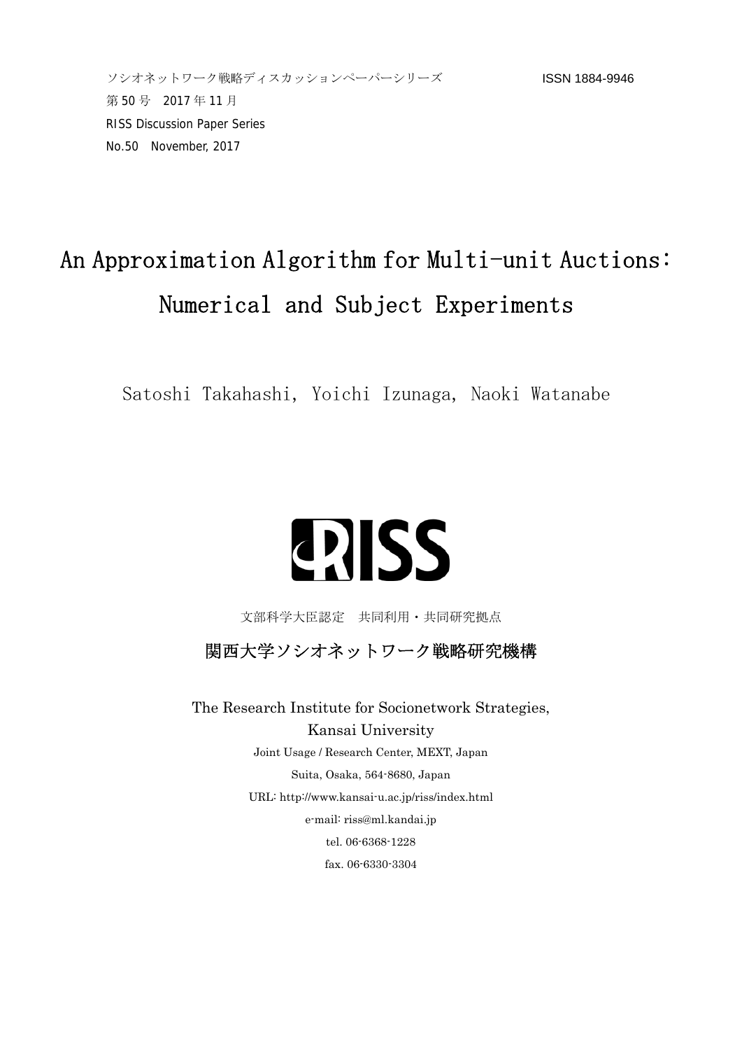ソシオネットワーク戦略ディスカッションペーパーシリーズ　　ISSN 1884-9946

第 50 号　2017 年 11 月

RISS Discussion Paper Series

No.50　November, 2017

# An Approximation Algorithm for Multi-unit Auctions: Numerical and Subject Experiments

Satoshi Takahashi, Yoichi Izunaga, Naoki Watanabe

RISS

文部科学大臣認定　共同利用・共同研究拠点

関西大学ソシオネットワーク戦略研究機構

The Research Institute for Socionetwork Strategies,
Kansai University

Joint Usage / Research Center, MEXT, Japan

Suita, Osaka, 564-8680, Japan

URL: http://www.kansai-u.ac.jp/riss/index.html

e-mail: riss@ml.kandai.jp

tel. 06-6368-1228

fax. 06-6330-3304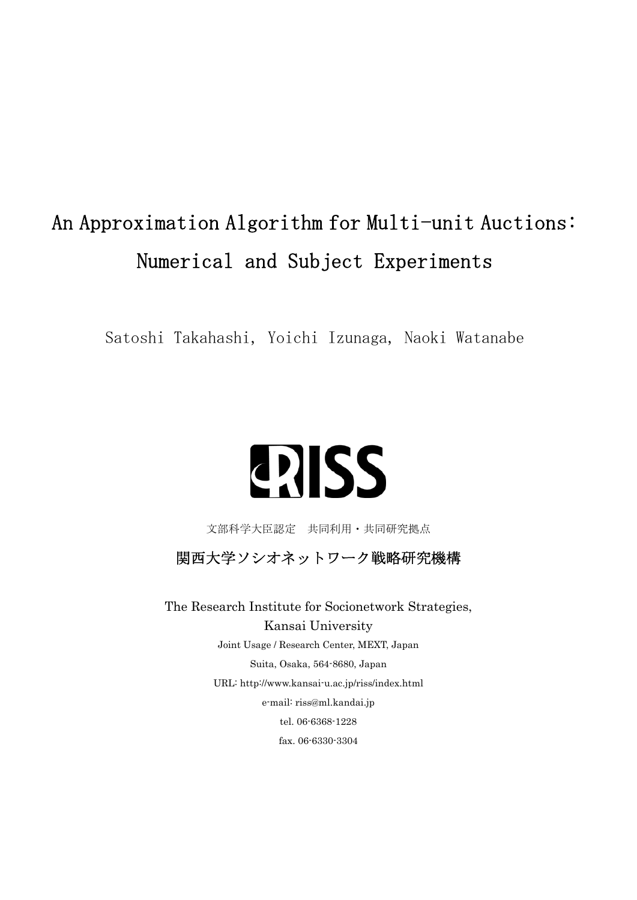# An Approximation Algorithm for Multi-unit Auctions: Numerical and Subject Experiments

Satoshi Takahashi, Yoichi Izunaga, Naoki Watanabe

RISS

文部科学大臣認定　共同利用・共同研究拠点

関西大学ソシオネットワーク戦略研究機構

The Research Institute for Socionetwork Strategies,
Kansai University

Joint Usage / Research Center, MEXT, Japan

Suita, Osaka, 564-8680, Japan

URL: http://www.kansai-u.ac.jp/riss/index.html

e-mail: riss@ml.kandai.jp

tel. 06-6368-1228

fax. 06-6330-3304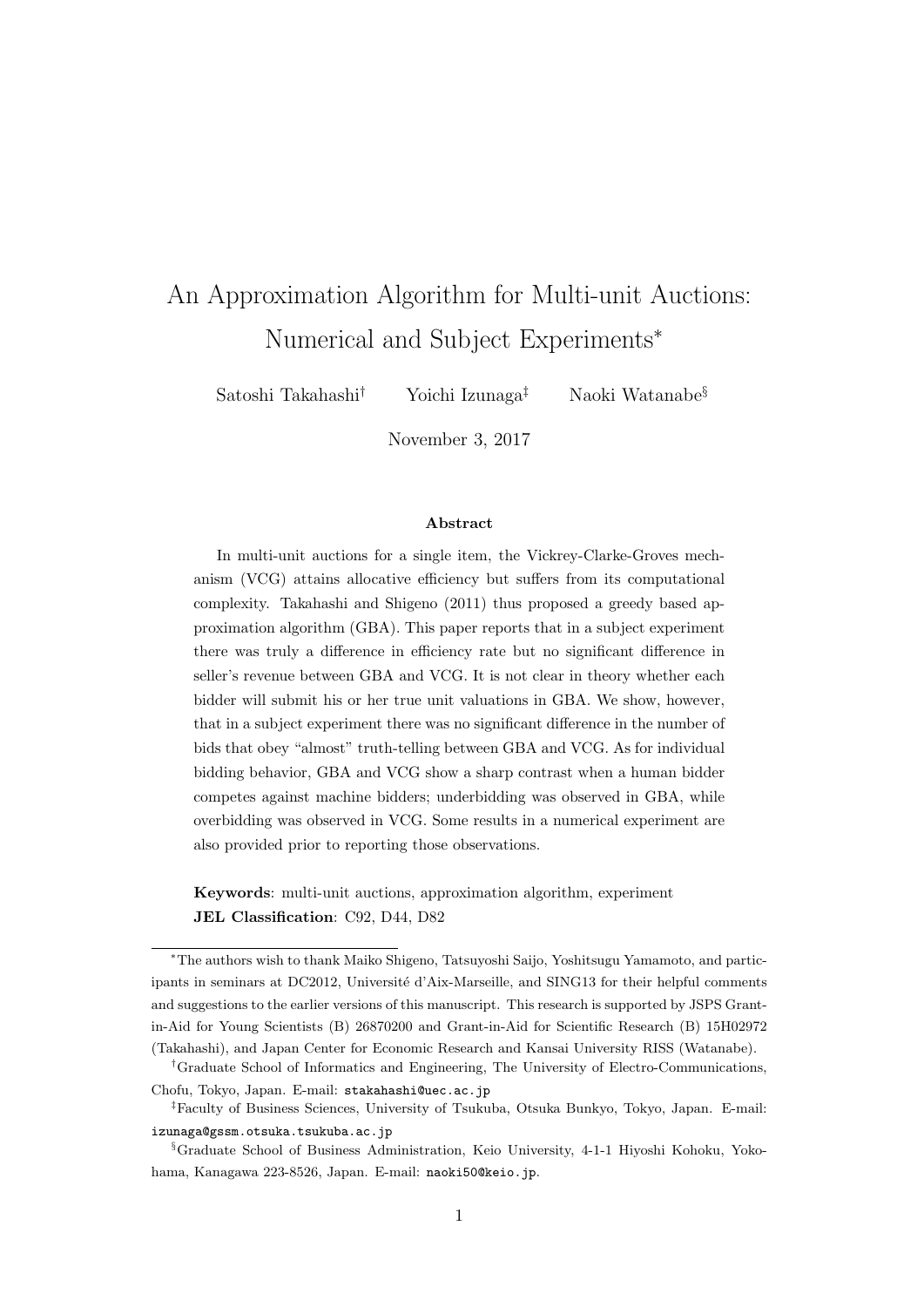# An Approximation Algorithm for Multi-unit Auctions: Numerical and Subject Experiments*

Satoshi Takahashi[†] Yoichi Izunaga[‡] Naoki Watanabe[§]

November 3, 2017

### Abstract

In multi-unit auctions for a single item, the Vickrey-Clarke-Groves mechanism (VCG) attains allocative efficiency but suffers from its computational complexity. Takahashi and Shigeno (2011) thus proposed a greedy based approximation algorithm (GBA). This paper reports that in a subject experiment there was truly a difference in efficiency rate but no significant difference in seller's revenue between GBA and VCG. It is not clear in theory whether each bidder will submit his or her true unit valuations in GBA. We show, however, that in a subject experiment there was no significant difference in the number of bids that obey "almost" truth-telling between GBA and VCG. As for individual bidding behavior, GBA and VCG show a sharp contrast when a human bidder competes against machine bidders; underbidding was observed in GBA, while overbidding was observed in VCG. Some results in a numerical experiment are also provided prior to reporting those observations.

**Keywords**: multi-unit auctions, approximation algorithm, experiment
**JEL Classification**: C92, D44, D82

---

*The authors wish to thank Maiko Shigeno, Tatsuyoshi Saijo, Yoshitsugu Yamamoto, and participants in seminars at DC2012, Université d'Aix-Marseille, and SING13 for their helpful comments and suggestions to the earlier versions of this manuscript. This research is supported by JSPS Grant-in-Aid for Young Scientists (B) 26870200 and Grant-in-Aid for Scientific Research (B) 15H02972 (Takahashi), and Japan Center for Economic Research and Kansai University RISS (Watanabe).

[†]Graduate School of Informatics and Engineering, The University of Electro-Communications, Chofu, Tokyo, Japan. E-mail: stakahashi@uec.ac.jp

[‡]Faculty of Business Sciences, University of Tsukuba, Otsuka Bunkyo, Tokyo, Japan. E-mail: izunaga@gssm.otsuka.tsukuba.ac.jp

[§]Graduate School of Business Administration, Keio University, 4-1-1 Hiyoshi Kohoku, Yokohama, Kanagawa 223-8526, Japan. E-mail: naoki50@keio.jp.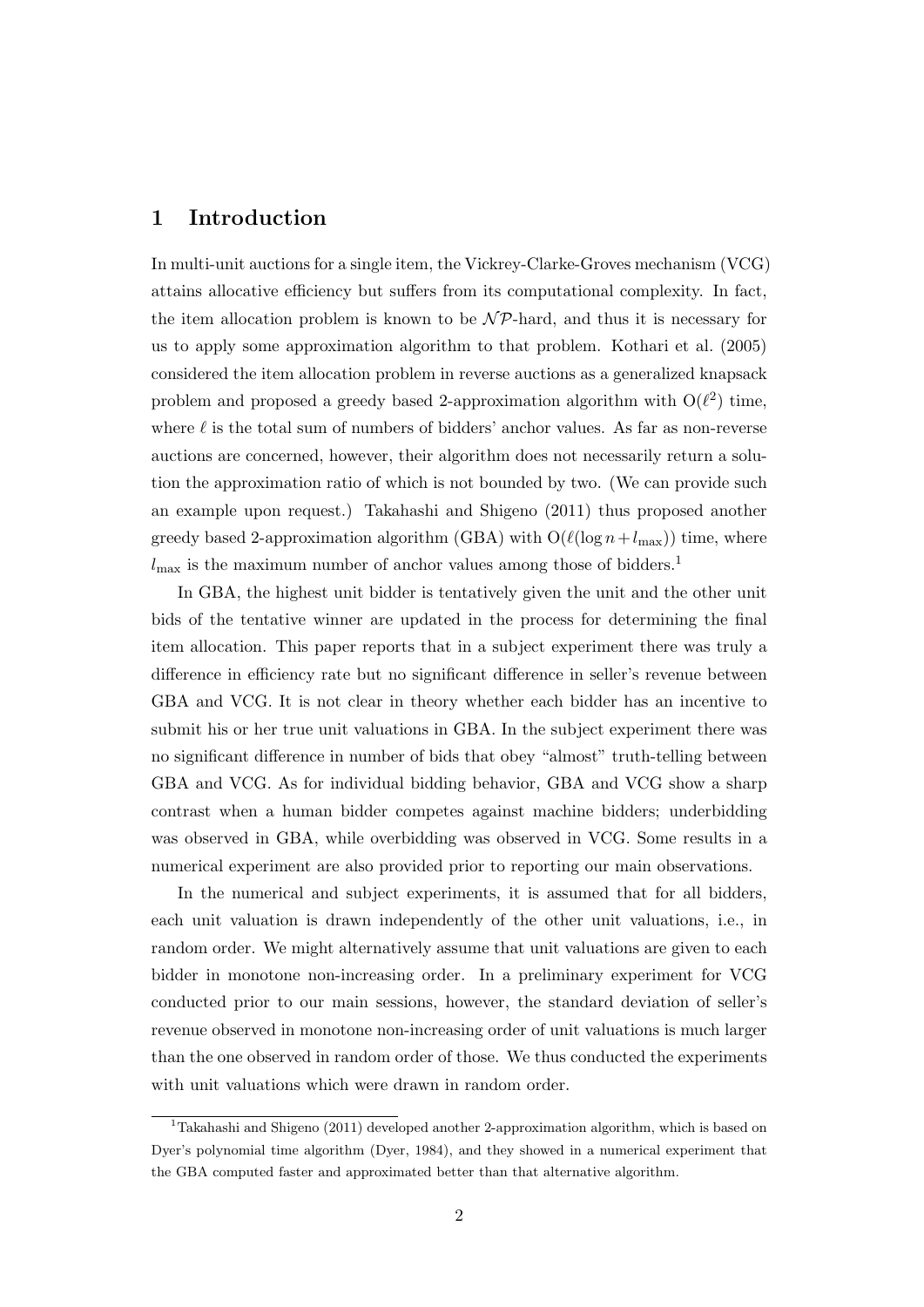# 1 Introduction

In multi-unit auctions for a single item, the Vickrey-Clarke-Groves mechanism (VCG) attains allocative efficiency but suffers from its computational complexity. In fact, the item allocation problem is known to be $\mathcal{NP}$-hard, and thus it is necessary for us to apply some approximation algorithm to that problem. Kothari et al. (2005) considered the item allocation problem in reverse auctions as a generalized knapsack problem and proposed a greedy based 2-approximation algorithm with $O(\ell^2)$ time, where $\ell$ is the total sum of numbers of bidders' anchor values. As far as non-reverse auctions are concerned, however, their algorithm does not necessarily return a solution the approximation ratio of which is not bounded by two. (We can provide such an example upon request.) Takahashi and Shigeno (2011) thus proposed another greedy based 2-approximation algorithm (GBA) with $O(\ell(\log n + l_{\max}))$ time, where $l_{\max}$ is the maximum number of anchor values among those of bidders.[1]

In GBA, the highest unit bidder is tentatively given the unit and the other unit bids of the tentative winner are updated in the process for determining the final item allocation. This paper reports that in a subject experiment there was truly a difference in efficiency rate but no significant difference in seller's revenue between GBA and VCG. It is not clear in theory whether each bidder has an incentive to submit his or her true unit valuations in GBA. In the subject experiment there was no significant difference in number of bids that obey "almost" truth-telling between GBA and VCG. As for individual bidding behavior, GBA and VCG show a sharp contrast when a human bidder competes against machine bidders; underbidding was observed in GBA, while overbidding was observed in VCG. Some results in a numerical experiment are also provided prior to reporting our main observations.

In the numerical and subject experiments, it is assumed that for all bidders, each unit valuation is drawn independently of the other unit valuations, i.e., in random order. We might alternatively assume that unit valuations are given to each bidder in monotone non-increasing order. In a preliminary experiment for VCG conducted prior to our main sessions, however, the standard deviation of seller's revenue observed in monotone non-increasing order of unit valuations is much larger than the one observed in random order of those. We thus conducted the experiments with unit valuations which were drawn in random order.

[1] Takahashi and Shigeno (2011) developed another 2-approximation algorithm, which is based on Dyer's polynomial time algorithm (Dyer, 1984), and they showed in a numerical experiment that the GBA computed faster and approximated better than that alternative algorithm.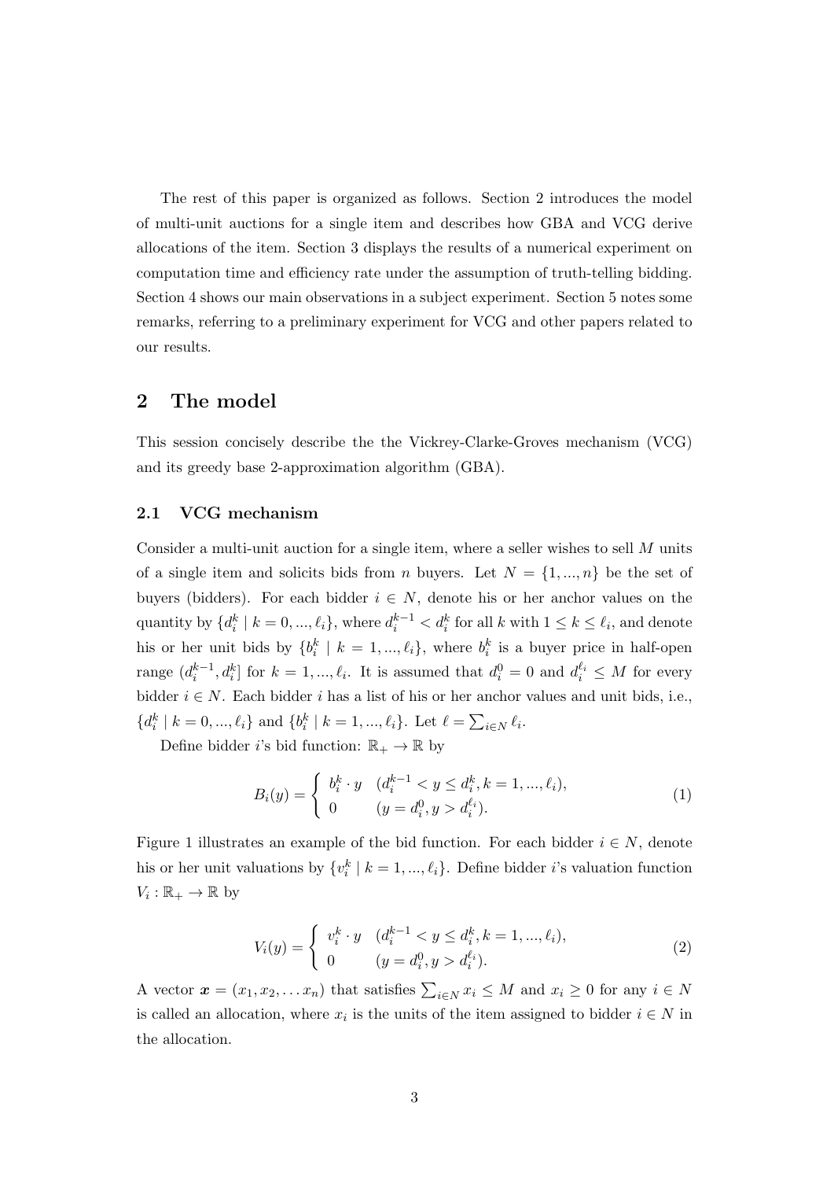The rest of this paper is organized as follows. Section 2 introduces the model of multi-unit auctions for a single item and describes how GBA and VCG derive allocations of the item. Section 3 displays the results of a numerical experiment on computation time and efficiency rate under the assumption of truth-telling bidding. Section 4 shows our main observations in a subject experiment. Section 5 notes some remarks, referring to a preliminary experiment for VCG and other papers related to our results.

## 2 The model

This session concisely describe the the Vickrey-Clarke-Groves mechanism (VCG) and its greedy base 2-approximation algorithm (GBA).

### 2.1 VCG mechanism

Consider a multi-unit auction for a single item, where a seller wishes to sell $M$ units of a single item and solicits bids from $n$ buyers. Let $N = \{1, ..., n\}$ be the set of buyers (bidders). For each bidder $i \in N$, denote his or her anchor values on the quantity by $\{d_i^k \mid k = 0, ..., \ell_i\}$, where $d_i^{k-1} < d_i^k$ for all $k$ with $1 \leq k \leq \ell_i$, and denote his or her unit bids by $\{b_i^k \mid k = 1, ..., \ell_i\}$, where $b_i^k$ is a buyer price in half-open range $(d_i^{k-1}, d_i^k]$ for $k = 1, ..., \ell_i$. It is assumed that $d_i^0 = 0$ and $d_i^{\ell_i} \leq M$ for every bidder $i \in N$. Each bidder $i$ has a list of his or her anchor values and unit bids, i.e., $\{d_i^k \mid k = 0, ..., \ell_i\}$ and $\{b_i^k \mid k = 1, ..., \ell_i\}$. Let $\ell = \sum_{i \in N} \ell_i$.

Define bidder $i$'s bid function: $\mathbb{R}_+ \to \mathbb{R}$ by

$$B_i(y) = \begin{cases} b_i^k \cdot y & (d_i^{k-1} < y \leq d_i^k, k = 1, ..., \ell_i), \\ 0 & (y = d_i^0, y > d_i^{\ell_i}). \end{cases} \tag{1}$$

Figure 1 illustrates an example of the bid function. For each bidder $i \in N$, denote his or her unit valuations by $\{v_i^k \mid k = 1, ..., \ell_i\}$. Define bidder $i$'s valuation function $V_i : \mathbb{R}_+ \to \mathbb{R}$ by

$$V_i(y) = \begin{cases} v_i^k \cdot y & (d_i^{k-1} < y \leq d_i^k, k = 1, ..., \ell_i), \\ 0 & (y = d_i^0, y > d_i^{\ell_i}). \end{cases} \tag{2}$$

A vector $\boldsymbol{x} = (x_1, x_2, \ldots x_n)$ that satisfies $\sum_{i \in N} x_i \leq M$ and $x_i \geq 0$ for any $i \in N$ is called an allocation, where $x_i$ is the units of the item assigned to bidder $i \in N$ in the allocation.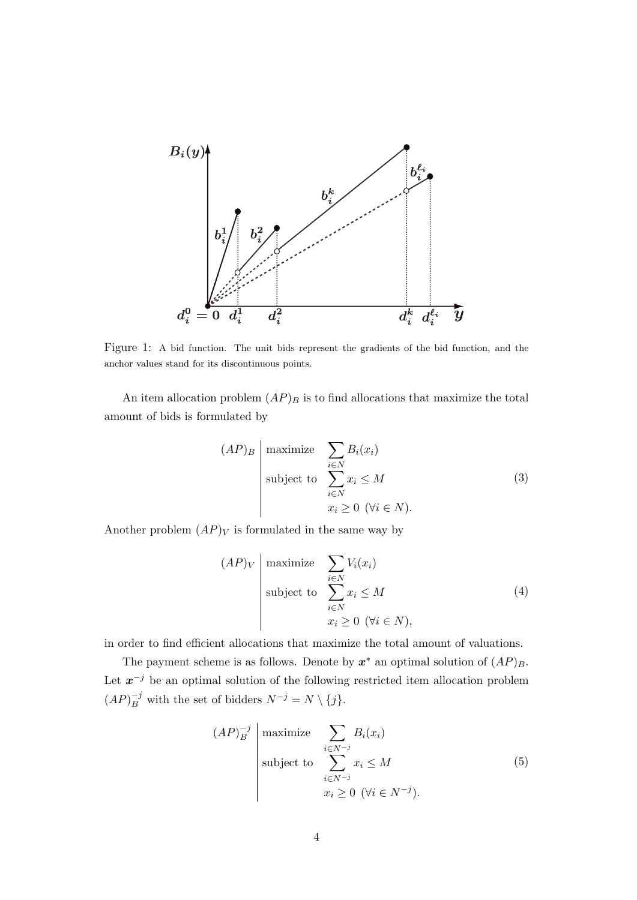Figure 1: A bid function. The unit bids represent the gradients of the bid function, and the anchor values stand for its discontinuous points.

An item allocation problem $(AP)_B$ is to find allocations that maximize the total amount of bids is formulated by

$$
(AP)_B \left| \begin{array}{ll} \text{maximize} & \displaystyle\sum_{i \in N} B_i(x_i) \\ \text{subject to} & \displaystyle\sum_{i \in N} x_i \leq M \\ & x_i \geq 0 \ \ (\forall i \in N). \end{array} \right. \tag{3}
$$

Another problem $(AP)_V$ is formulated in the same way by

$$
(AP)_V \left| \begin{array}{ll} \text{maximize} & \displaystyle\sum_{i \in N} V_i(x_i) \\ \text{subject to} & \displaystyle\sum_{i \in N} x_i \leq M \\ & x_i \geq 0 \ \ (\forall i \in N), \end{array} \right. \tag{4}
$$

in order to find efficient allocations that maximize the total amount of valuations.

The payment scheme is as follows. Denote by $\boldsymbol{x}^*$ an optimal solution of $(AP)_B$. Let $\boldsymbol{x}^{-j}$ be an optimal solution of the following restricted item allocation problem $(AP)_B^{-j}$ with the set of bidders $N^{-j} = N \setminus \{j\}$.

$$
(AP)_B^{-j} \left| \begin{array}{ll} \text{maximize} & \displaystyle\sum_{i \in N^{-j}} B_i(x_i) \\ \text{subject to} & \displaystyle\sum_{i \in N^{-j}} x_i \leq M \\ & x_i \geq 0 \ \ (\forall i \in N^{-j}). \end{array} \right. \tag{5}
$$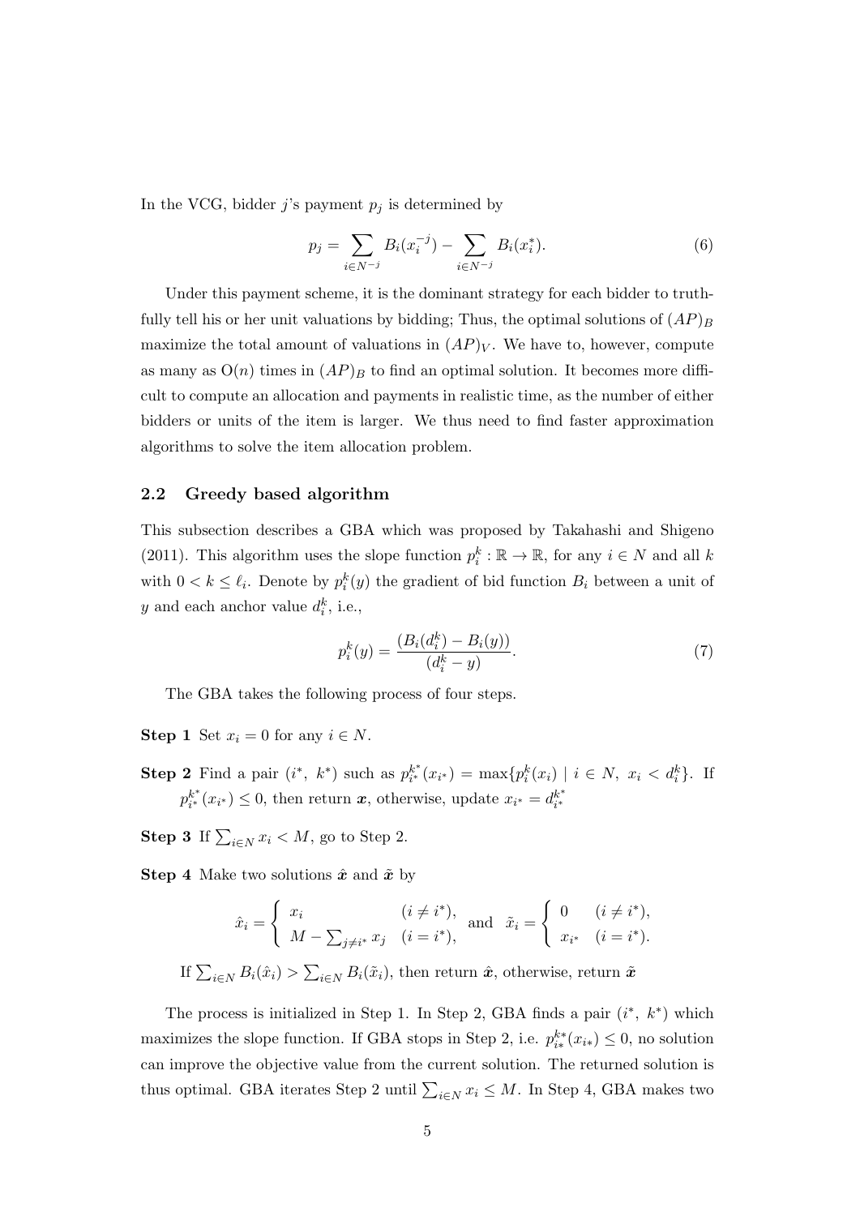In the VCG, bidder $j$'s payment $p_j$ is determined by

$$p_j = \sum_{i \in N^{-j}} B_i(x_i^{-j}) - \sum_{i \in N^{-j}} B_i(x_i^*). \tag{6}$$

Under this payment scheme, it is the dominant strategy for each bidder to truthfully tell his or her unit valuations by bidding; Thus, the optimal solutions of $(AP)_B$ maximize the total amount of valuations in $(AP)_V$. We have to, however, compute as many as $\mathrm{O}(n)$ times in $(AP)_B$ to find an optimal solution. It becomes more difficult to compute an allocation and payments in realistic time, as the number of either bidders or units of the item is larger. We thus need to find faster approximation algorithms to solve the item allocation problem.

### 2.2 Greedy based algorithm

This subsection describes a GBA which was proposed by Takahashi and Shigeno (2011). This algorithm uses the slope function $p_i^k : \mathbb{R} \to \mathbb{R}$, for any $i \in N$ and all $k$ with $0 < k \leq \ell_i$. Denote by $p_i^k(y)$ the gradient of bid function $B_i$ between a unit of $y$ and each anchor value $d_i^k$, i.e.,

$$p_i^k(y) = \frac{(B_i(d_i^k) - B_i(y))}{(d_i^k - y)}. \tag{7}$$

The GBA takes the following process of four steps.

**Step 1** Set $x_i = 0$ for any $i \in N$.

**Step 2** Find a pair $(i^*,\ k^*)$ such as $p_{i^*}^{k^*}(x_{i^*}) = \max\{p_i^k(x_i) \mid i \in N,\ x_i < d_i^k\}$. If $p_{i^*}^{k^*}(x_{i^*}) \leq 0$, then return $\boldsymbol{x}$, otherwise, update $x_{i^*} = d_{i^*}^{k^*}$

**Step 3** If $\sum_{i \in N} x_i < M$, go to Step 2.

**Step 4** Make two solutions $\hat{\boldsymbol{x}}$ and $\tilde{\boldsymbol{x}}$ by

$$\hat{x}_i = \begin{cases} x_i & (i \neq i^*), \\ M - \sum_{j \neq i^*} x_j & (i = i^*), \end{cases} \quad \text{and} \quad \tilde{x}_i = \begin{cases} 0 & (i \neq i^*), \\ x_{i^*} & (i = i^*). \end{cases}$$

If $\sum_{i \in N} B_i(\hat{x}_i) > \sum_{i \in N} B_i(\tilde{x}_i)$, then return $\hat{\boldsymbol{x}}$, otherwise, return $\tilde{\boldsymbol{x}}$

The process is initialized in Step 1. In Step 2, GBA finds a pair $(i^*,\ k^*)$ which maximizes the slope function. If GBA stops in Step 2, i.e. $p_{i*}^{k*}(x_{i*}) \leq 0$, no solution can improve the objective value from the current solution. The returned solution is thus optimal. GBA iterates Step 2 until $\sum_{i \in N} x_i \leq M$. In Step 4, GBA makes two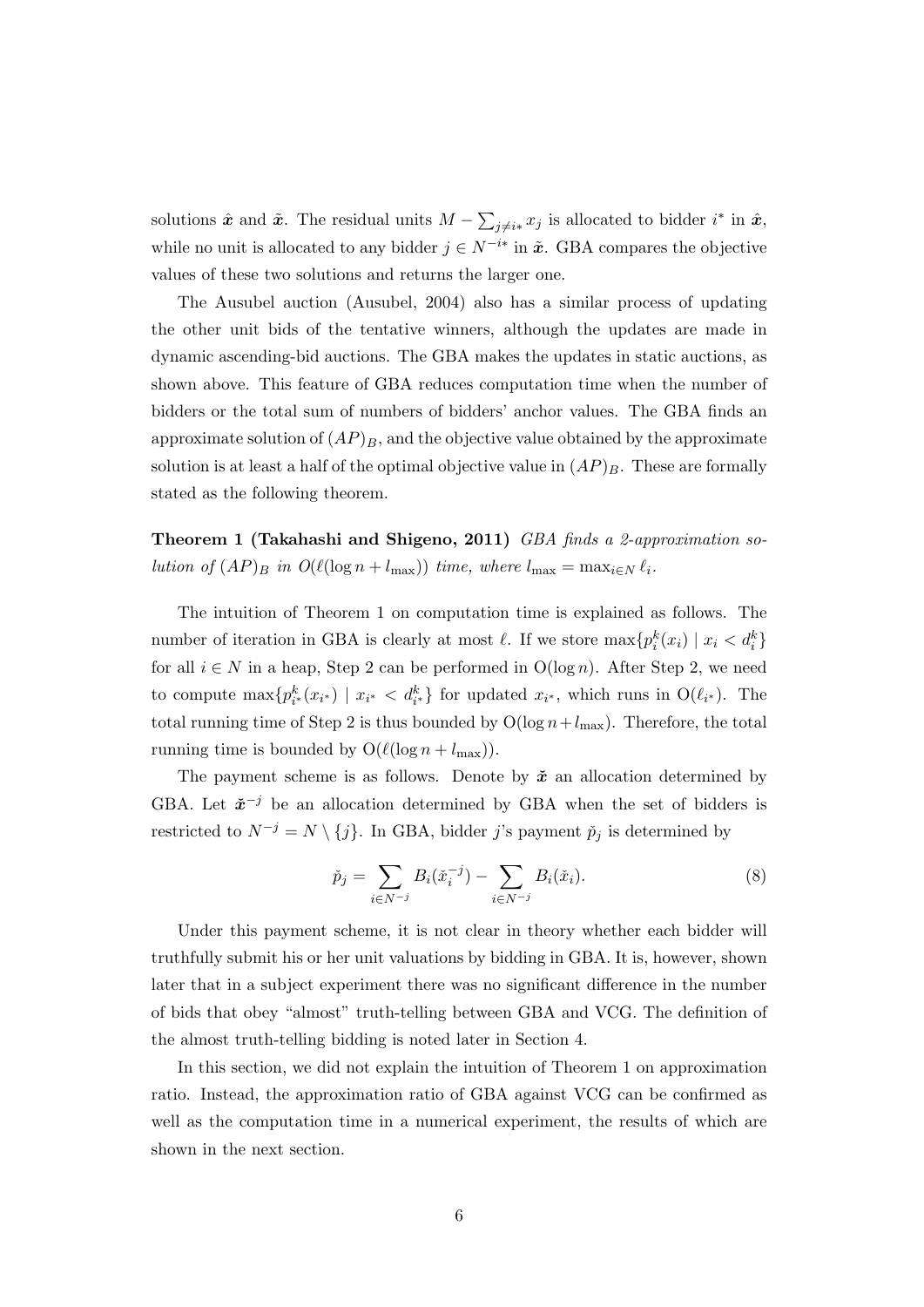solutions $\hat{\boldsymbol{x}}$ and $\tilde{\boldsymbol{x}}$. The residual units $M - \sum_{j \neq i*} x_j$ is allocated to bidder $i^*$ in $\hat{\boldsymbol{x}}$, while no unit is allocated to any bidder $j \in N^{-i*}$ in $\tilde{\boldsymbol{x}}$. GBA compares the objective values of these two solutions and returns the larger one.

The Ausubel auction (Ausubel, 2004) also has a similar process of updating the other unit bids of the tentative winners, although the updates are made in dynamic ascending-bid auctions. The GBA makes the updates in static auctions, as shown above. This feature of GBA reduces computation time when the number of bidders or the total sum of numbers of bidders' anchor values. The GBA finds an approximate solution of $(AP)_B$, and the objective value obtained by the approximate solution is at least a half of the optimal objective value in $(AP)_B$. These are formally stated as the following theorem.

**Theorem 1 (Takahashi and Shigeno, 2011)** *GBA finds a 2-approximation solution of* $(AP)_B$ *in* $O(\ell(\log n + l_{\max}))$ *time, where* $l_{\max} = \max_{i \in N} \ell_i$.

The intuition of Theorem 1 on computation time is explained as follows. The number of iteration in GBA is clearly at most $\ell$. If we store $\max\{p_i^k(x_i) \mid x_i < d_i^k\}$ for all $i \in N$ in a heap, Step 2 can be performed in $\mathrm{O}(\log n)$. After Step 2, we need to compute $\max\{p_{i^*}^k(x_{i^*}) \mid x_{i^*} < d_{i^*}^k\}$ for updated $x_{i^*}$, which runs in $\mathrm{O}(\ell_{i^*})$. The total running time of Step 2 is thus bounded by $\mathrm{O}(\log n + l_{\max})$. Therefore, the total running time is bounded by $\mathrm{O}(\ell(\log n + l_{\max}))$.

The payment scheme is as follows. Denote by $\check{\boldsymbol{x}}$ an allocation determined by GBA. Let $\check{\boldsymbol{x}}^{-j}$ be an allocation determined by GBA when the set of bidders is restricted to $N^{-j} = N \setminus \{j\}$. In GBA, bidder $j$'s payment $\check{p}_j$ is determined by

$$\check{p}_j = \sum_{i \in N^{-j}} B_i(\check{x}_i^{-j}) - \sum_{i \in N^{-j}} B_i(\check{x}_i). \tag{8}$$

Under this payment scheme, it is not clear in theory whether each bidder will truthfully submit his or her unit valuations by bidding in GBA. It is, however, shown later that in a subject experiment there was no significant difference in the number of bids that obey "almost" truth-telling between GBA and VCG. The definition of the almost truth-telling bidding is noted later in Section 4.

In this section, we did not explain the intuition of Theorem 1 on approximation ratio. Instead, the approximation ratio of GBA against VCG can be confirmed as well as the computation time in a numerical experiment, the results of which are shown in the next section.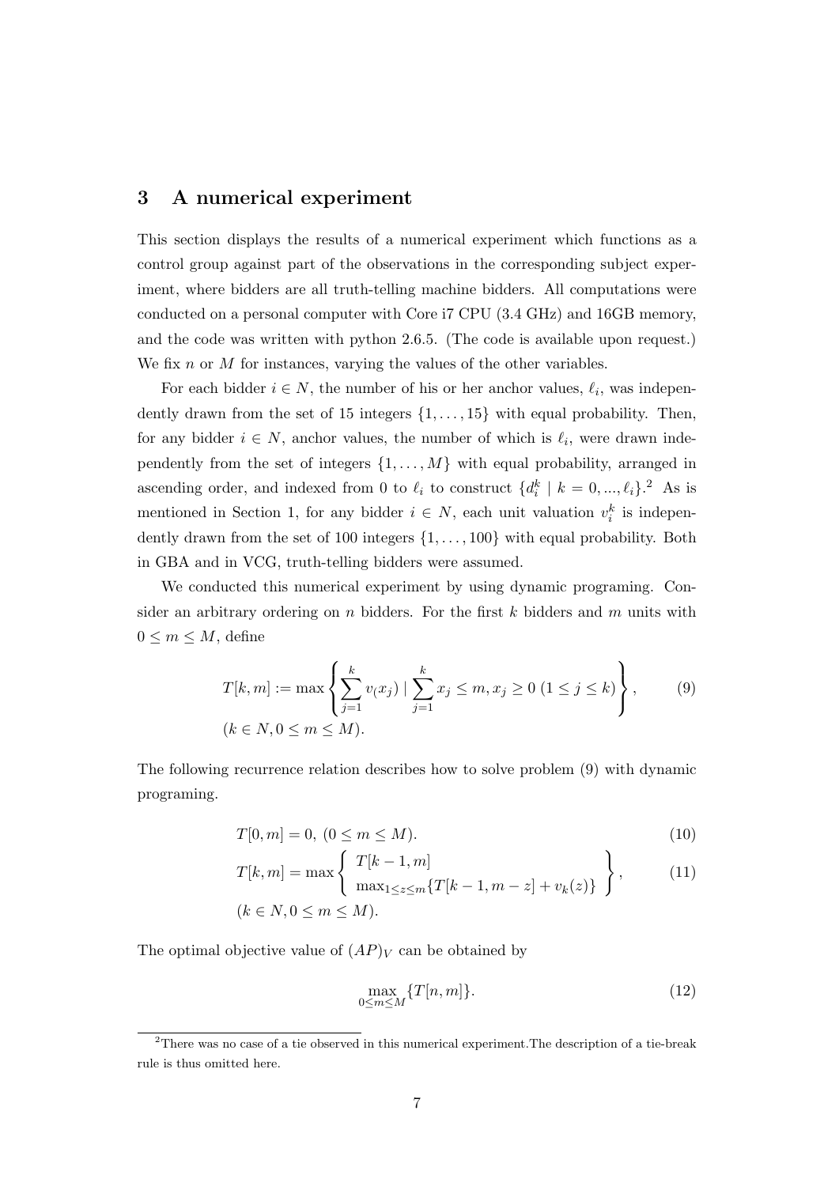## 3 A numerical experiment

This section displays the results of a numerical experiment which functions as a control group against part of the observations in the corresponding subject experiment, where bidders are all truth-telling machine bidders. All computations were conducted on a personal computer with Core i7 CPU (3.4 GHz) and 16GB memory, and the code was written with python 2.6.5. (The code is available upon request.) We fix $n$ or $M$ for instances, varying the values of the other variables.

For each bidder $i \in N$, the number of his or her anchor values, $\ell_i$, was independently drawn from the set of 15 integers $\{1, \ldots, 15\}$ with equal probability. Then, for any bidder $i \in N$, anchor values, the number of which is $\ell_i$, were drawn independently from the set of integers $\{1, \ldots, M\}$ with equal probability, arranged in ascending order, and indexed from 0 to $\ell_i$ to construct $\{d_i^k \mid k = 0, ..., \ell_i\}$.[2] As is mentioned in Section 1, for any bidder $i \in N$, each unit valuation $v_i^k$ is independently drawn from the set of 100 integers $\{1, \ldots, 100\}$ with equal probability. Both in GBA and in VCG, truth-telling bidders were assumed.

We conducted this numerical experiment by using dynamic programing. Consider an arbitrary ordering on $n$ bidders. For the first $k$ bidders and $m$ units with $0 \leq m \leq M$, define

$$T[k, m] := \max \left\{ \sum_{j=1}^{k} v_(x_j) \mid \sum_{j=1}^{k} x_j \leq m, x_j \geq 0 \; (1 \leq j \leq k) \right\}, \tag{9}$$

$$(k \in N, 0 \leq m \leq M).$$

The following recurrence relation describes how to solve problem (9) with dynamic programing.

$$T[0, m] = 0, \; (0 \leq m \leq M). \tag{10}$$

$$T[k, m] = \max \left\{ \begin{array}{l} T[k-1, m] \\ \max_{1 \leq z \leq m} \{T[k-1, m-z] + v_k(z)\} \end{array} \right\}, \tag{11}$$

$$(k \in N, 0 \leq m \leq M).$$

The optimal objective value of $(AP)_V$ can be obtained by

$$\max_{0 \leq m \leq M} \{T[n, m]\}. \tag{12}$$

[2] There was no case of a tie observed in this numerical experiment.The description of a tie-break rule is thus omitted here.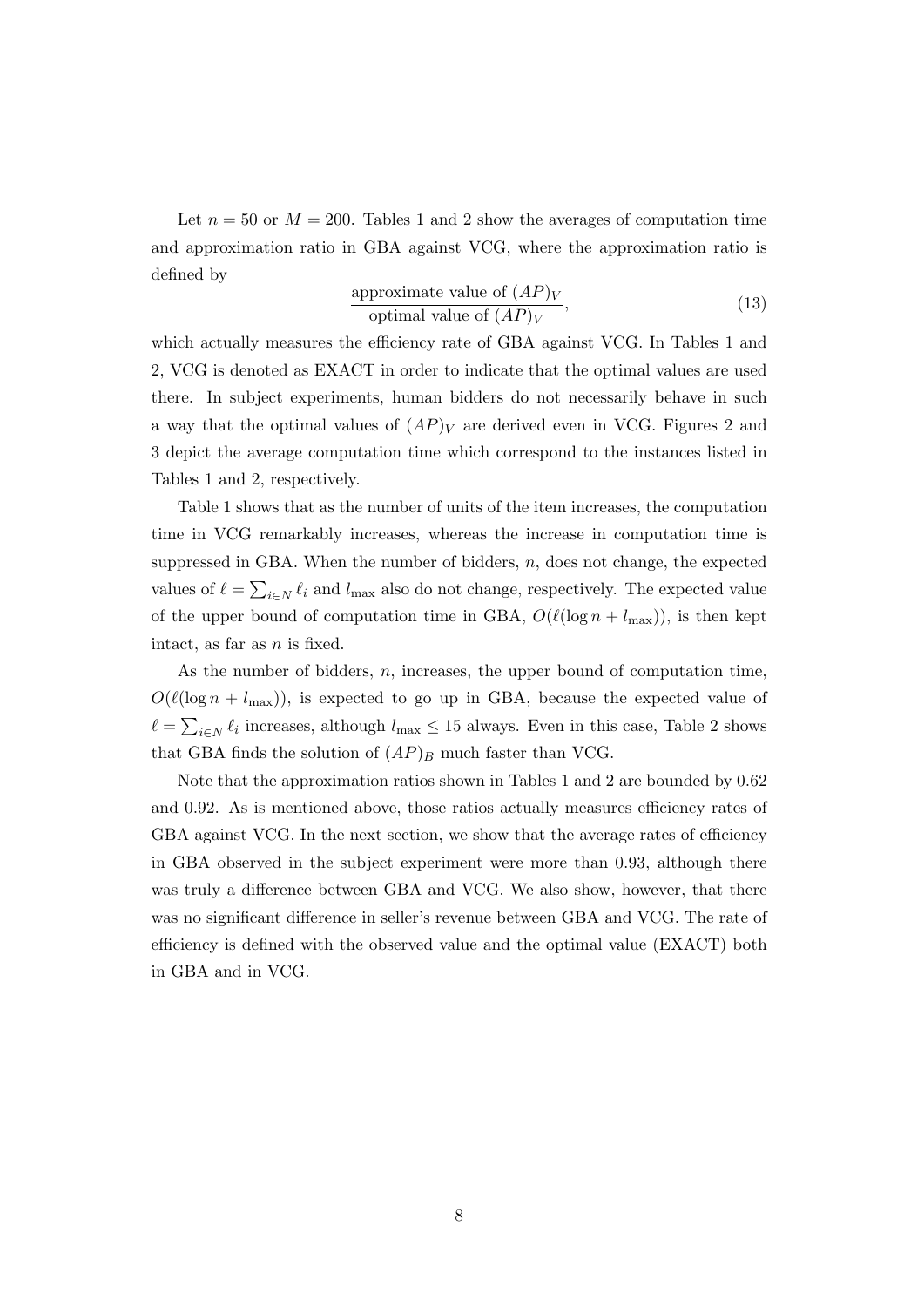Let $n = 50$ or $M = 200$. Tables 1 and 2 show the averages of computation time and approximation ratio in GBA against VCG, where the approximation ratio is defined by

$$\frac{\text{approximate value of } (AP)_V}{\text{optimal value of } (AP)_V}, \tag{13}$$

which actually measures the efficiency rate of GBA against VCG. In Tables 1 and 2, VCG is denoted as EXACT in order to indicate that the optimal values are used there. In subject experiments, human bidders do not necessarily behave in such a way that the optimal values of $(AP)_V$ are derived even in VCG. Figures 2 and 3 depict the average computation time which correspond to the instances listed in Tables 1 and 2, respectively.

Table 1 shows that as the number of units of the item increases, the computation time in VCG remarkably increases, whereas the increase in computation time is suppressed in GBA. When the number of bidders, $n$, does not change, the expected values of $\ell = \sum_{i \in N} \ell_i$ and $l_{\max}$ also do not change, respectively. The expected value of the upper bound of computation time in GBA, $O(\ell(\log n + l_{\max}))$, is then kept intact, as far as $n$ is fixed.

As the number of bidders, $n$, increases, the upper bound of computation time, $O(\ell(\log n + l_{\max}))$, is expected to go up in GBA, because the expected value of $\ell = \sum_{i \in N} \ell_i$ increases, although $l_{\max} \leq 15$ always. Even in this case, Table 2 shows that GBA finds the solution of $(AP)_B$ much faster than VCG.

Note that the approximation ratios shown in Tables 1 and 2 are bounded by 0.62 and 0.92. As is mentioned above, those ratios actually measures efficiency rates of GBA against VCG. In the next section, we show that the average rates of efficiency in GBA observed in the subject experiment were more than 0.93, although there was truly a difference between GBA and VCG. We also show, however, that there was no significant difference in seller's revenue between GBA and VCG. The rate of efficiency is defined with the observed value and the optimal value (EXACT) both in GBA and in VCG.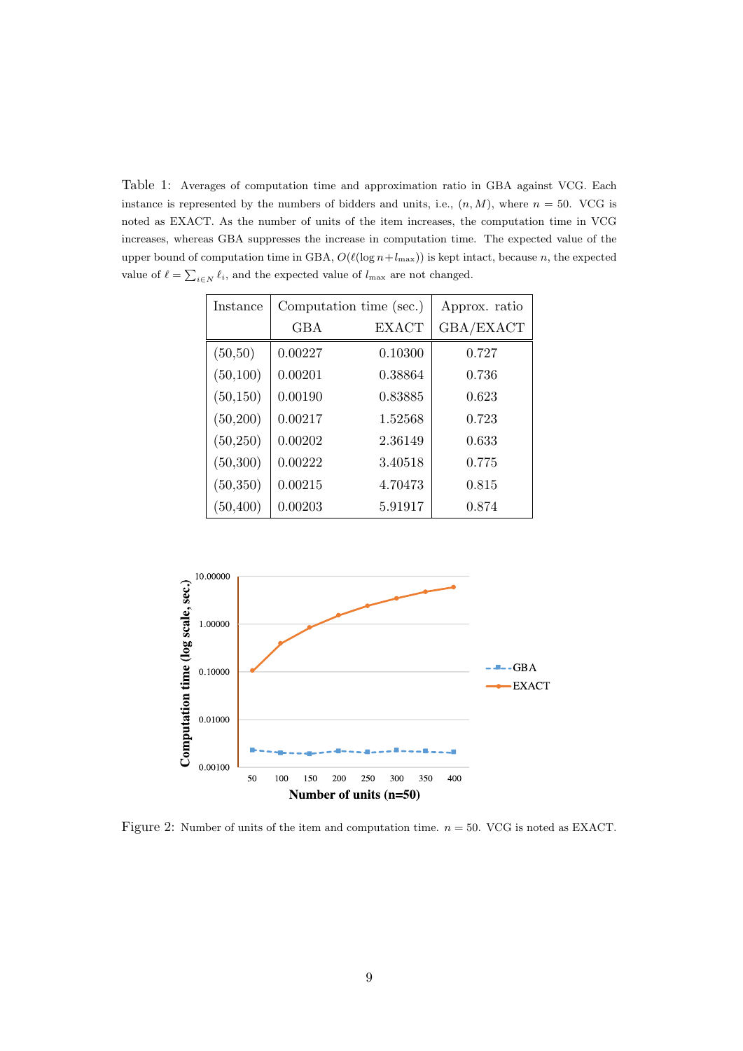Table 1: Averages of computation time and approximation ratio in GBA against VCG. Each instance is represented by the numbers of bidders and units, i.e., $(n, M)$, where $n = 50$. VCG is noted as EXACT. As the number of units of the item increases, the computation time in VCG increases, whereas GBA suppresses the increase in computation time. The expected value of the upper bound of computation time in GBA, $O(\ell(\log n + l_{\max}))$ is kept intact, because $n$, the expected value of $\ell = \sum_{i \in N} \ell_i$, and the expected value of $l_{\max}$ are not changed.

| Instance | Computation time (sec.) | | Approx. ratio |
|---|---|---|---|
| | GBA | EXACT | GBA/EXACT |
| (50,50) | 0.00227 | 0.10300 | 0.727 |
| (50,100) | 0.00201 | 0.38864 | 0.736 |
| (50,150) | 0.00190 | 0.83885 | 0.623 |
| (50,200) | 0.00217 | 1.52568 | 0.723 |
| (50,250) | 0.00202 | 2.36149 | 0.633 |
| (50,300) | 0.00222 | 3.40518 | 0.775 |
| (50,350) | 0.00215 | 4.70473 | 0.815 |
| (50,400) | 0.00203 | 5.91917 | 0.874 |

Figure 2: Number of units of the item and computation time. $n = 50$. VCG is noted as EXACT.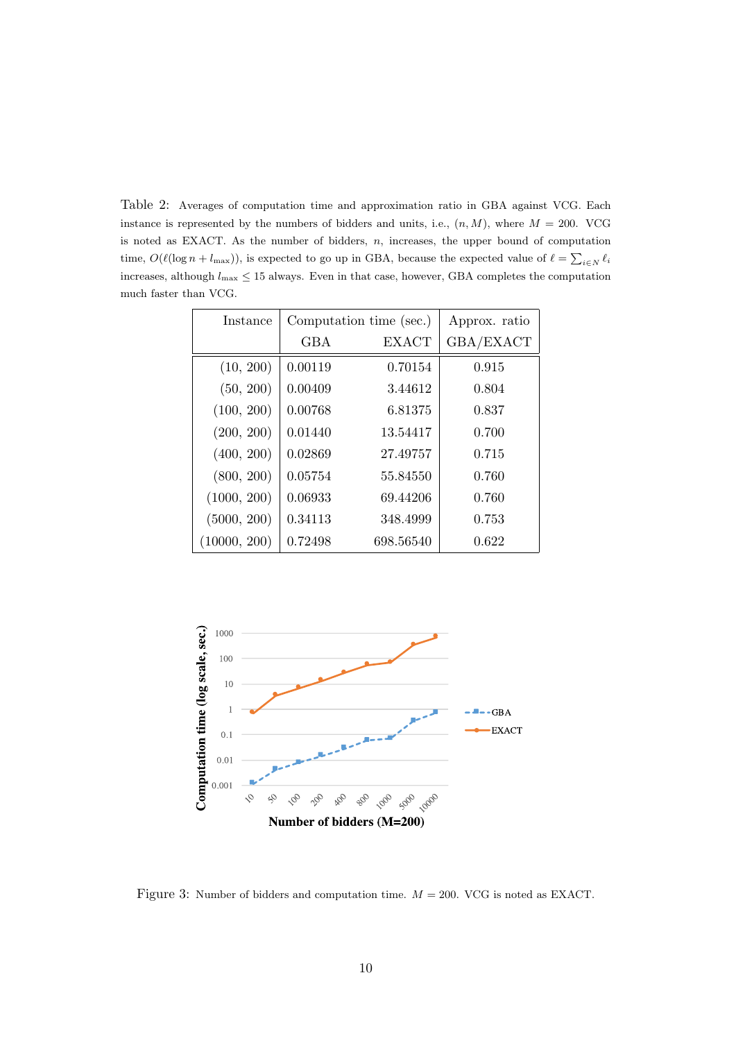Table 2: Averages of computation time and approximation ratio in GBA against VCG. Each instance is represented by the numbers of bidders and units, i.e., $(n, M)$, where $M = 200$. VCG is noted as EXACT. As the number of bidders, $n$, increases, the upper bound of computation time, $O(\ell(\log n + l_{\max}))$, is expected to go up in GBA, because the expected value of $\ell = \sum_{i \in N} \ell_i$ increases, although $l_{\max} \leq 15$ always. Even in that case, however, GBA completes the computation much faster than VCG.

| Instance | Computation time (sec.) | | Approx. ratio |
|---|---|---|---|
| | GBA | EXACT | GBA/EXACT |
| (10, 200) | 0.00119 | 0.70154 | 0.915 |
| (50, 200) | 0.00409 | 3.44612 | 0.804 |
| (100, 200) | 0.00768 | 6.81375 | 0.837 |
| (200, 200) | 0.01440 | 13.54417 | 0.700 |
| (400, 200) | 0.02869 | 27.49757 | 0.715 |
| (800, 200) | 0.05754 | 55.84550 | 0.760 |
| (1000, 200) | 0.06933 | 69.44206 | 0.760 |
| (5000, 200) | 0.34113 | 348.4999 | 0.753 |
| (10000, 200) | 0.72498 | 698.56540 | 0.622 |

Figure 3: Number of bidders and computation time. $M = 200$. VCG is noted as EXACT.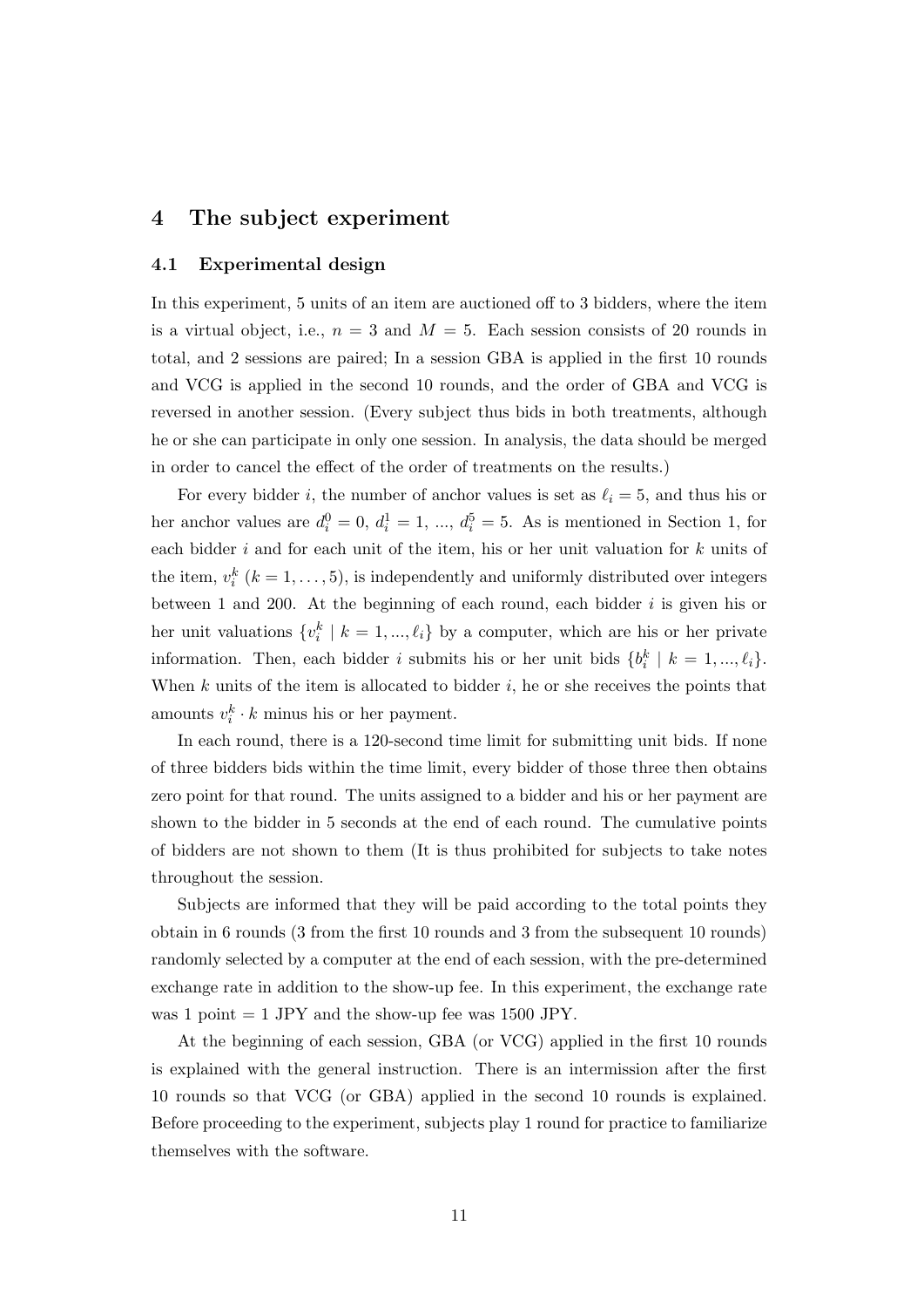## 4 The subject experiment

### 4.1 Experimental design

In this experiment, 5 units of an item are auctioned off to 3 bidders, where the item is a virtual object, i.e., $n = 3$ and $M = 5$. Each session consists of 20 rounds in total, and 2 sessions are paired; In a session GBA is applied in the first 10 rounds and VCG is applied in the second 10 rounds, and the order of GBA and VCG is reversed in another session. (Every subject thus bids in both treatments, although he or she can participate in only one session. In analysis, the data should be merged in order to cancel the effect of the order of treatments on the results.)

For every bidder $i$, the number of anchor values is set as $\ell_i = 5$, and thus his or her anchor values are $d_i^0 = 0$, $d_i^1 = 1$, ..., $d_i^5 = 5$. As is mentioned in Section 1, for each bidder $i$ and for each unit of the item, his or her unit valuation for $k$ units of the item, $v_i^k$ ($k = 1, \ldots, 5$), is independently and uniformly distributed over integers between 1 and 200. At the beginning of each round, each bidder $i$ is given his or her unit valuations $\{v_i^k \mid k = 1, ..., \ell_i\}$ by a computer, which are his or her private information. Then, each bidder $i$ submits his or her unit bids $\{b_i^k \mid k = 1, ..., \ell_i\}$. When $k$ units of the item is allocated to bidder $i$, he or she receives the points that amounts $v_i^k \cdot k$ minus his or her payment.

In each round, there is a 120-second time limit for submitting unit bids. If none of three bidders bids within the time limit, every bidder of those three then obtains zero point for that round. The units assigned to a bidder and his or her payment are shown to the bidder in 5 seconds at the end of each round. The cumulative points of bidders are not shown to them (It is thus prohibited for subjects to take notes throughout the session.

Subjects are informed that they will be paid according to the total points they obtain in 6 rounds (3 from the first 10 rounds and 3 from the subsequent 10 rounds) randomly selected by a computer at the end of each session, with the pre-determined exchange rate in addition to the show-up fee. In this experiment, the exchange rate was 1 point = 1 JPY and the show-up fee was 1500 JPY.

At the beginning of each session, GBA (or VCG) applied in the first 10 rounds is explained with the general instruction. There is an intermission after the first 10 rounds so that VCG (or GBA) applied in the second 10 rounds is explained. Before proceeding to the experiment, subjects play 1 round for practice to familiarize themselves with the software.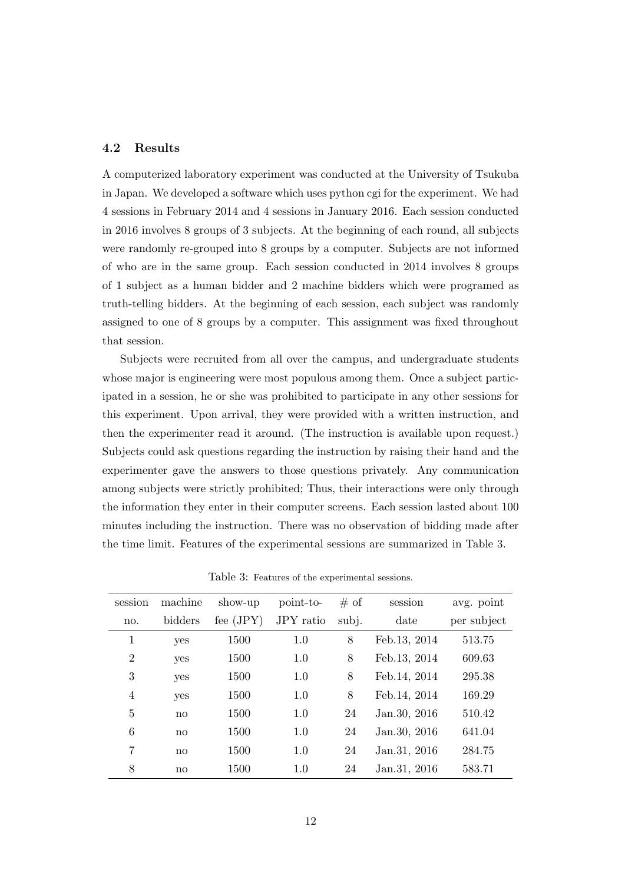### 4.2 Results

A computerized laboratory experiment was conducted at the University of Tsukuba in Japan. We developed a software which uses python cgi for the experiment. We had 4 sessions in February 2014 and 4 sessions in January 2016. Each session conducted in 2016 involves 8 groups of 3 subjects. At the beginning of each round, all subjects were randomly re-grouped into 8 groups by a computer. Subjects are not informed of who are in the same group. Each session conducted in 2014 involves 8 groups of 1 subject as a human bidder and 2 machine bidders which were programed as truth-telling bidders. At the beginning of each session, each subject was randomly assigned to one of 8 groups by a computer. This assignment was fixed throughout that session.

Subjects were recruited from all over the campus, and undergraduate students whose major is engineering were most populous among them. Once a subject participated in a session, he or she was prohibited to participate in any other sessions for this experiment. Upon arrival, they were provided with a written instruction, and then the experimenter read it around. (The instruction is available upon request.) Subjects could ask questions regarding the instruction by raising their hand and the experimenter gave the answers to those questions privately. Any communication among subjects were strictly prohibited; Thus, their interactions were only through the information they enter in their computer screens. Each session lasted about 100 minutes including the instruction. There was no observation of bidding made after the time limit. Features of the experimental sessions are summarized in Table 3.

Table 3: Features of the experimental sessions.

| session no. | machine bidders | show-up fee (JPY) | point-to-JPY ratio | # of subj. | session date | avg. point per subject |
|---|---|---|---|---|---|---|
| 1 | yes | 1500 | 1.0 | 8 | Feb.13, 2014 | 513.75 |
| 2 | yes | 1500 | 1.0 | 8 | Feb.13, 2014 | 609.63 |
| 3 | yes | 1500 | 1.0 | 8 | Feb.14, 2014 | 295.38 |
| 4 | yes | 1500 | 1.0 | 8 | Feb.14, 2014 | 169.29 |
| 5 | no | 1500 | 1.0 | 24 | Jan.30, 2016 | 510.42 |
| 6 | no | 1500 | 1.0 | 24 | Jan.30, 2016 | 641.04 |
| 7 | no | 1500 | 1.0 | 24 | Jan.31, 2016 | 284.75 |
| 8 | no | 1500 | 1.0 | 24 | Jan.31, 2016 | 583.71 |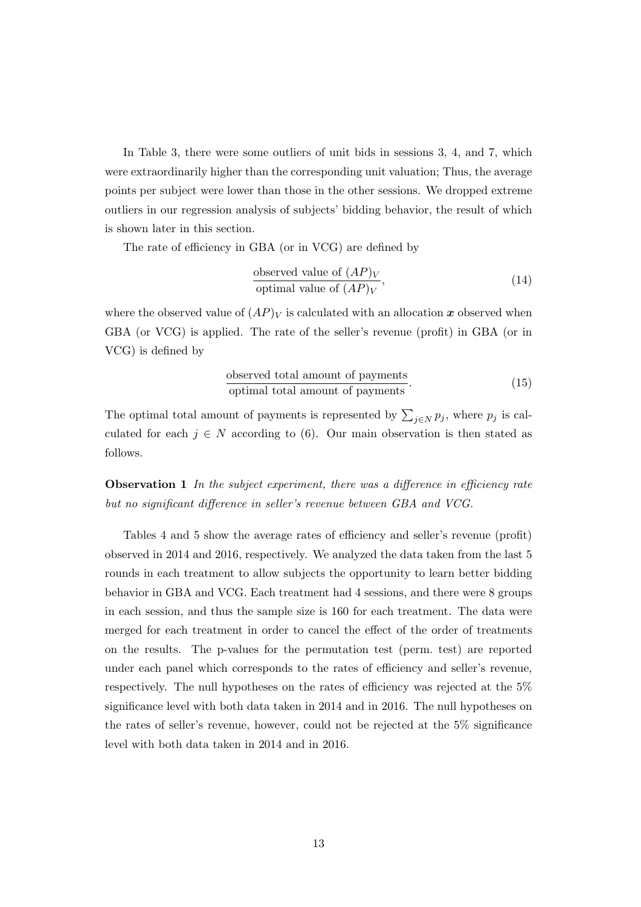In Table 3, there were some outliers of unit bids in sessions 3, 4, and 7, which were extraordinarily higher than the corresponding unit valuation; Thus, the average points per subject were lower than those in the other sessions. We dropped extreme outliers in our regression analysis of subjects' bidding behavior, the result of which is shown later in this section.

The rate of efficiency in GBA (or in VCG) are defined by

$$\frac{\text{observed value of } (AP)_V}{\text{optimal value of } (AP)_V}, \tag{14}$$

where the observed value of $(AP)_V$ is calculated with an allocation $\boldsymbol{x}$ observed when GBA (or VCG) is applied. The rate of the seller's revenue (profit) in GBA (or in VCG) is defined by

$$\frac{\text{observed total amount of payments}}{\text{optimal total amount of payments}}. \tag{15}$$

The optimal total amount of payments is represented by $\sum_{j \in N} p_j$, where $p_j$ is calculated for each $j \in N$ according to (6). Our main observation is then stated as follows.

**Observation 1** *In the subject experiment, there was a difference in efficiency rate but no significant difference in seller's revenue between GBA and VCG.*

Tables 4 and 5 show the average rates of efficiency and seller's revenue (profit) observed in 2014 and 2016, respectively. We analyzed the data taken from the last 5 rounds in each treatment to allow subjects the opportunity to learn better bidding behavior in GBA and VCG. Each treatment had 4 sessions, and there were 8 groups in each session, and thus the sample size is 160 for each treatment. The data were merged for each treatment in order to cancel the effect of the order of treatments on the results. The p-values for the permutation test (perm. test) are reported under each panel which corresponds to the rates of efficiency and seller's revenue, respectively. The null hypotheses on the rates of efficiency was rejected at the 5% significance level with both data taken in 2014 and in 2016. The null hypotheses on the rates of seller's revenue, however, could not be rejected at the 5% significance level with both data taken in 2014 and in 2016.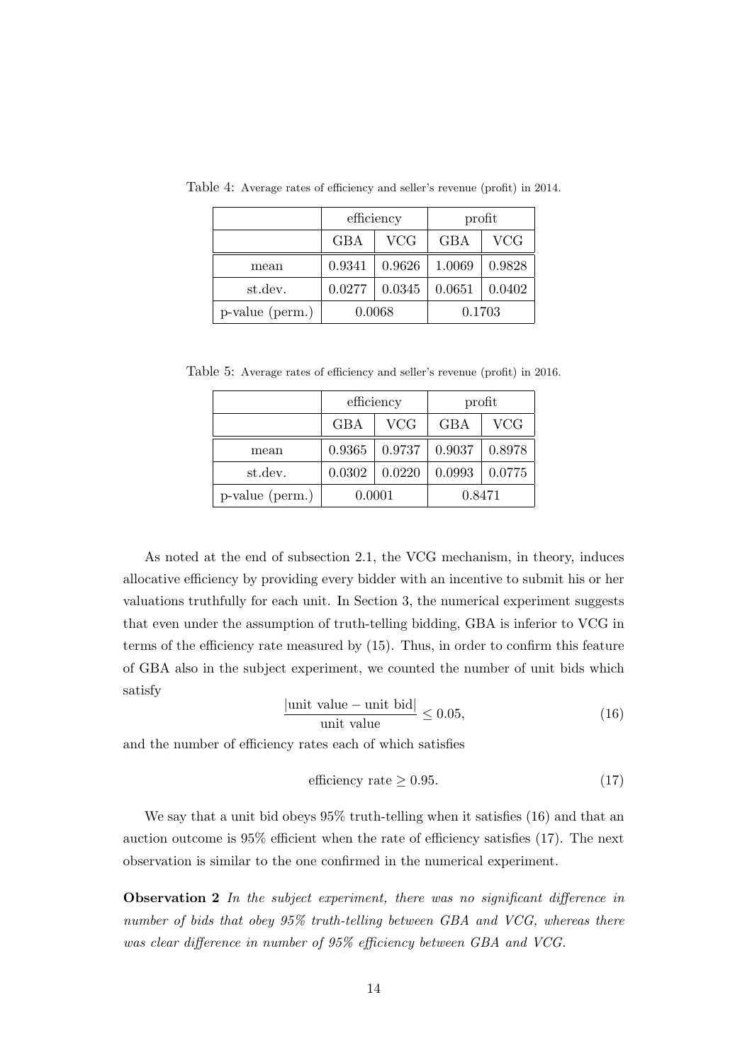Table 4: Average rates of efficiency and seller's revenue (profit) in 2014.

| | efficiency | | profit | |
|---|---|---|---|---|
| | GBA | VCG | GBA | VCG |
| mean | 0.9341 | 0.9626 | 1.0069 | 0.9828 |
| st.dev. | 0.0277 | 0.0345 | 0.0651 | 0.0402 |
| p-value (perm.) | 0.0068 | | 0.1703 | |

Table 5: Average rates of efficiency and seller's revenue (profit) in 2016.

| | efficiency | | profit | |
|---|---|---|---|---|
| | GBA | VCG | GBA | VCG |
| mean | 0.9365 | 0.9737 | 0.9037 | 0.8978 |
| st.dev. | 0.0302 | 0.0220 | 0.0993 | 0.0775 |
| p-value (perm.) | 0.0001 | | 0.8471 | |

As noted at the end of subsection 2.1, the VCG mechanism, in theory, induces allocative efficiency by providing every bidder with an incentive to submit his or her valuations truthfully for each unit. In Section 3, the numerical experiment suggests that even under the assumption of truth-telling bidding, GBA is inferior to VCG in terms of the efficiency rate measured by (15). Thus, in order to confirm this feature of GBA also in the subject experiment, we counted the number of unit bids which satisfy

$$\frac{|\text{unit value} - \text{unit bid}|}{\text{unit value}} \leq 0.05, \tag{16}$$

and the number of efficiency rates each of which satisfies

$$\text{efficiency rate} \geq 0.95. \tag{17}$$

We say that a unit bid obeys 95% truth-telling when it satisfies (16) and that an auction outcome is 95% efficient when the rate of efficiency satisfies (17). The next observation is similar to the one confirmed in the numerical experiment.

**Observation 2** *In the subject experiment, there was no significant difference in number of bids that obey 95% truth-telling between GBA and VCG, whereas there was clear difference in number of 95% efficiency between GBA and VCG.*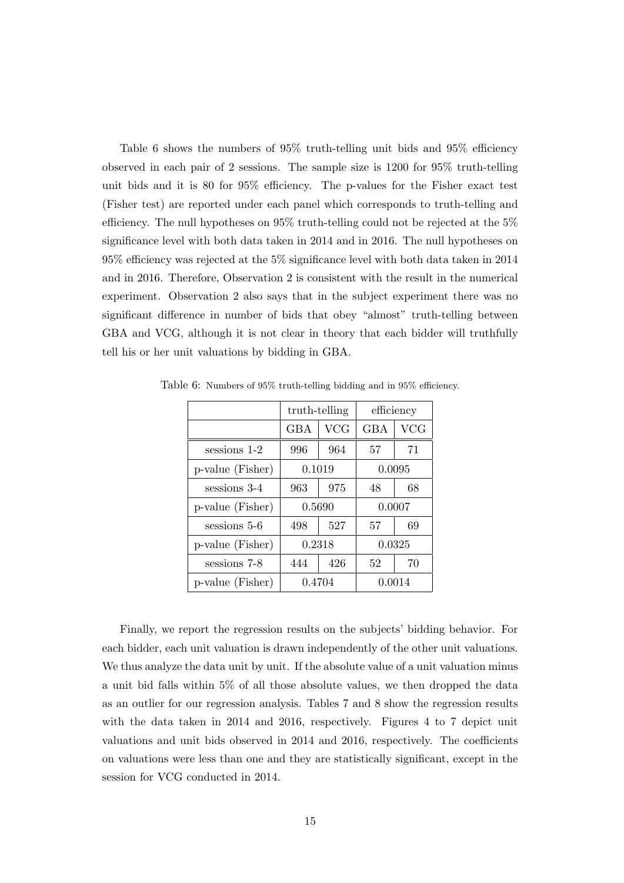Table 6 shows the numbers of 95% truth-telling unit bids and 95% efficiency observed in each pair of 2 sessions. The sample size is 1200 for 95% truth-telling unit bids and it is 80 for 95% efficiency. The p-values for the Fisher exact test (Fisher test) are reported under each panel which corresponds to truth-telling and efficiency. The null hypotheses on 95% truth-telling could not be rejected at the 5% significance level with both data taken in 2014 and in 2016. The null hypotheses on 95% efficiency was rejected at the 5% significance level with both data taken in 2014 and in 2016. Therefore, Observation 2 is consistent with the result in the numerical experiment. Observation 2 also says that in the subject experiment there was no significant difference in number of bids that obey "almost" truth-telling between GBA and VCG, although it is not clear in theory that each bidder will truthfully tell his or her unit valuations by bidding in GBA.

Table 6: Numbers of 95% truth-telling bidding and in 95% efficiency.

| | truth-telling | | efficiency | |
|---|---|---|---|---|
| | GBA | VCG | GBA | VCG |
| sessions 1-2 | 996 | 964 | 57 | 71 |
| p-value (Fisher) | 0.1019 | | 0.0095 | |
| sessions 3-4 | 963 | 975 | 48 | 68 |
| p-value (Fisher) | 0.5690 | | 0.0007 | |
| sessions 5-6 | 498 | 527 | 57 | 69 |
| p-value (Fisher) | 0.2318 | | 0.0325 | |
| sessions 7-8 | 444 | 426 | 52 | 70 |
| p-value (Fisher) | 0.4704 | | 0.0014 | |

Finally, we report the regression results on the subjects' bidding behavior. For each bidder, each unit valuation is drawn independently of the other unit valuations. We thus analyze the data unit by unit. If the absolute value of a unit valuation minus a unit bid falls within 5% of all those absolute values, we then dropped the data as an outlier for our regression analysis. Tables 7 and 8 show the regression results with the data taken in 2014 and 2016, respectively. Figures 4 to 7 depict unit valuations and unit bids observed in 2014 and 2016, respectively. The coefficients on valuations were less than one and they are statistically significant, except in the session for VCG conducted in 2014.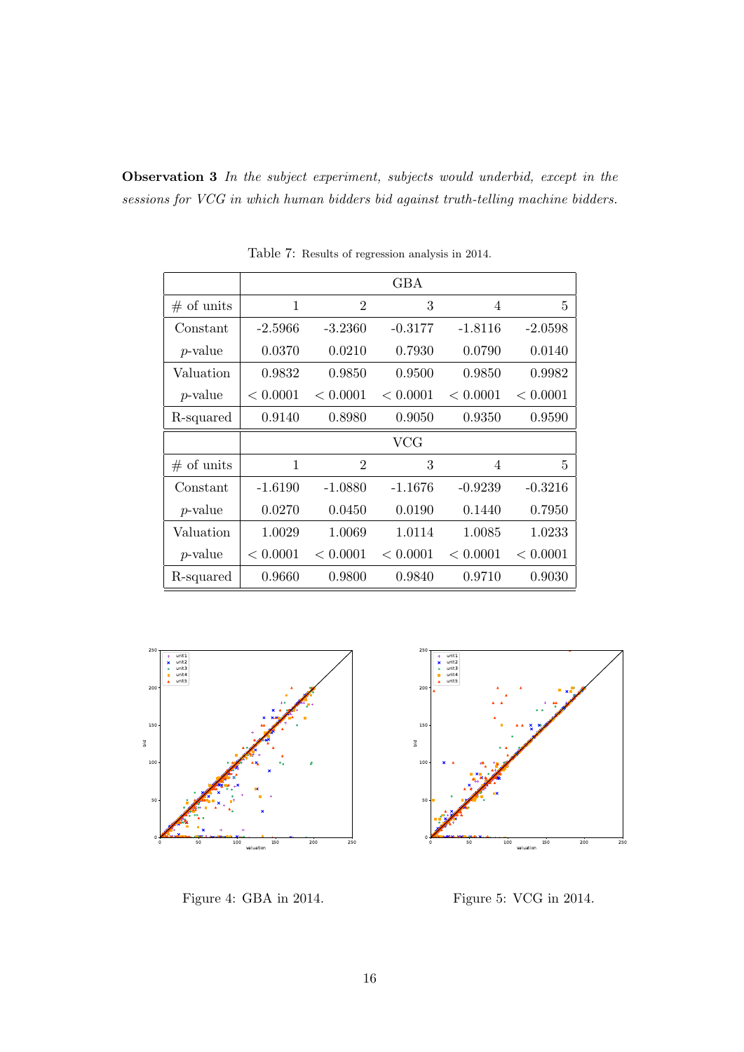**Observation 3** *In the subject experiment, subjects would underbid, except in the sessions for VCG in which human bidders bid against truth-telling machine bidders.*

Table 7: Results of regression analysis in 2014.

| | GBA | | | | |
|---|---|---|---|---|---|
| # of units | 1 | 2 | 3 | 4 | 5 |
| Constant | -2.5966 | -3.2360 | -0.3177 | -1.8116 | -2.0598 |
| $p$-value | 0.0370 | 0.0210 | 0.7930 | 0.0790 | 0.0140 |
| Valuation | 0.9832 | 0.9850 | 0.9500 | 0.9850 | 0.9982 |
| $p$-value | $< 0.0001$ | $< 0.0001$ | $< 0.0001$ | $< 0.0001$ | $< 0.0001$ |
| R-squared | 0.9140 | 0.8980 | 0.9050 | 0.9350 | 0.9590 |
| | VCG | | | | |
| # of units | 1 | 2 | 3 | 4 | 5 |
| Constant | -1.6190 | -1.0880 | -1.1676 | -0.9239 | -0.3216 |
| $p$-value | 0.0270 | 0.0450 | 0.0190 | 0.1440 | 0.7950 |
| Valuation | 1.0029 | 1.0069 | 1.0114 | 1.0085 | 1.0233 |
| $p$-value | $< 0.0001$ | $< 0.0001$ | $< 0.0001$ | $< 0.0001$ | $< 0.0001$ |
| R-squared | 0.9660 | 0.9800 | 0.9840 | 0.9710 | 0.9030 |

Figure 4: GBA in 2014.

Figure 5: VCG in 2014.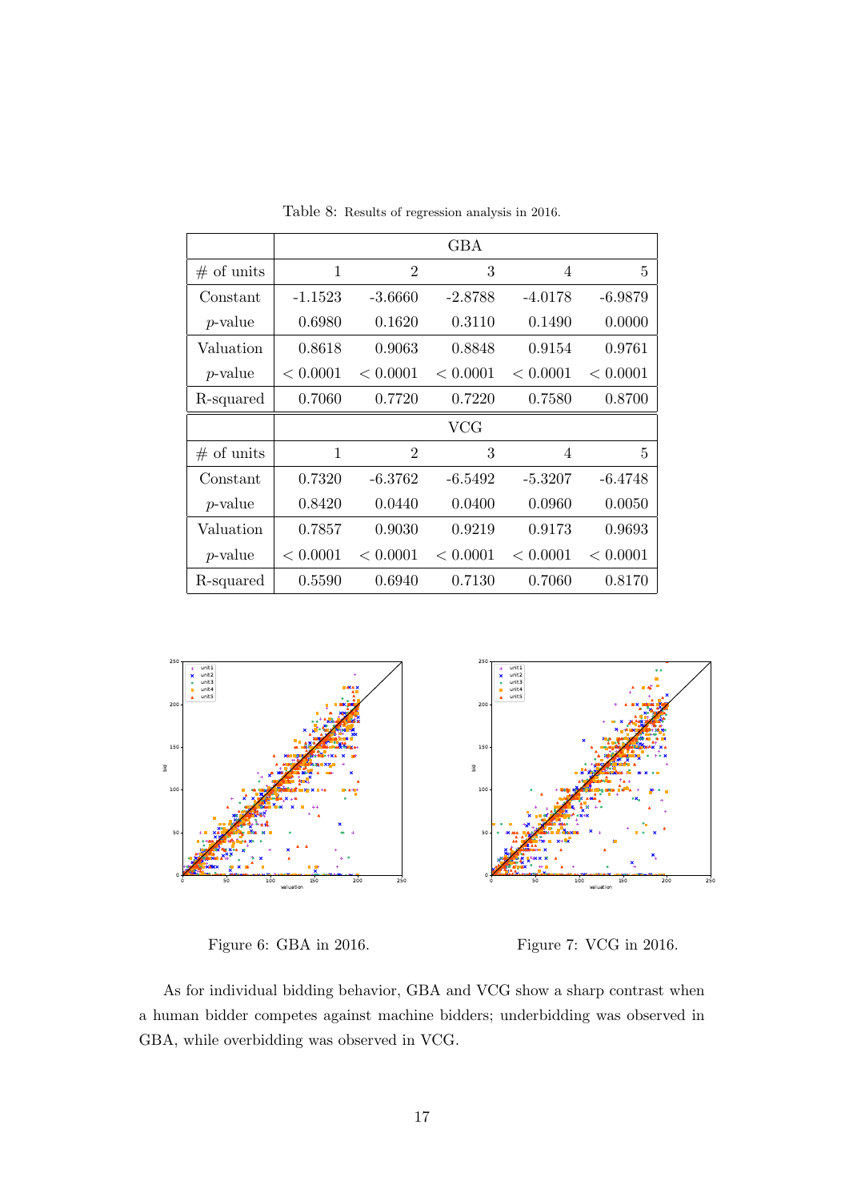Table 8: Results of regression analysis in 2016.

| | GBA | | | | |
|---|---|---|---|---|---|
| # of units | 1 | 2 | 3 | 4 | 5 |
| Constant | -1.1523 | -3.6660 | -2.8788 | -4.0178 | -6.9879 |
| $p$-value | 0.6980 | 0.1620 | 0.3110 | 0.1490 | 0.0000 |
| Valuation | 0.8618 | 0.9063 | 0.8848 | 0.9154 | 0.9761 |
| $p$-value | $< 0.0001$ | $< 0.0001$ | $< 0.0001$ | $< 0.0001$ | $< 0.0001$ |
| R-squared | 0.7060 | 0.7720 | 0.7220 | 0.7580 | 0.8700 |
| | VCG | | | | |
| # of units | 1 | 2 | 3 | 4 | 5 |
| Constant | 0.7320 | -6.3762 | -6.5492 | -5.3207 | -6.4748 |
| $p$-value | 0.8420 | 0.0440 | 0.0400 | 0.0960 | 0.0050 |
| Valuation | 0.7857 | 0.9030 | 0.9219 | 0.9173 | 0.9693 |
| $p$-value | $< 0.0001$ | $< 0.0001$ | $< 0.0001$ | $< 0.0001$ | $< 0.0001$ |
| R-squared | 0.5590 | 0.6940 | 0.7130 | 0.7060 | 0.8170 |

Figure 6: GBA in 2016.

Figure 7: VCG in 2016.

As for individual bidding behavior, GBA and VCG show a sharp contrast when a human bidder competes against machine bidders; underbidding was observed in GBA, while overbidding was observed in VCG.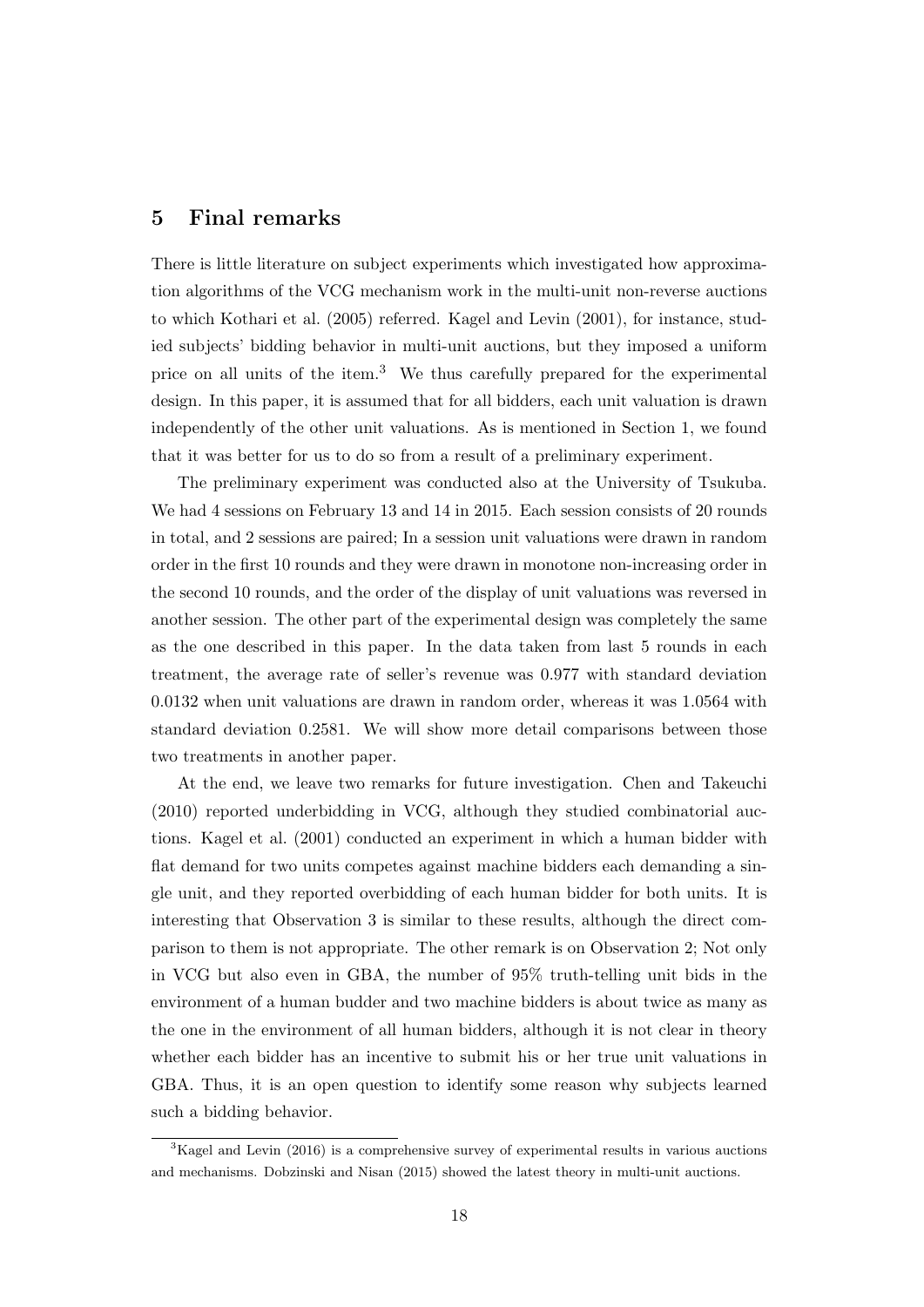## 5 Final remarks

There is little literature on subject experiments which investigated how approximation algorithms of the VCG mechanism work in the multi-unit non-reverse auctions to which Kothari et al. (2005) referred. Kagel and Levin (2001), for instance, studied subjects' bidding behavior in multi-unit auctions, but they imposed a uniform price on all units of the item.[3] We thus carefully prepared for the experimental design. In this paper, it is assumed that for all bidders, each unit valuation is drawn independently of the other unit valuations. As is mentioned in Section 1, we found that it was better for us to do so from a result of a preliminary experiment.

The preliminary experiment was conducted also at the University of Tsukuba. We had 4 sessions on February 13 and 14 in 2015. Each session consists of 20 rounds in total, and 2 sessions are paired; In a session unit valuations were drawn in random order in the first 10 rounds and they were drawn in monotone non-increasing order in the second 10 rounds, and the order of the display of unit valuations was reversed in another session. The other part of the experimental design was completely the same as the one described in this paper. In the data taken from last 5 rounds in each treatment, the average rate of seller's revenue was 0.977 with standard deviation 0.0132 when unit valuations are drawn in random order, whereas it was 1.0564 with standard deviation 0.2581. We will show more detail comparisons between those two treatments in another paper.

At the end, we leave two remarks for future investigation. Chen and Takeuchi (2010) reported underbidding in VCG, although they studied combinatorial auctions. Kagel et al. (2001) conducted an experiment in which a human bidder with flat demand for two units competes against machine bidders each demanding a single unit, and they reported overbidding of each human bidder for both units. It is interesting that Observation 3 is similar to these results, although the direct comparison to them is not appropriate. The other remark is on Observation 2; Not only in VCG but also even in GBA, the number of 95% truth-telling unit bids in the environment of a human budder and two machine bidders is about twice as many as the one in the environment of all human bidders, although it is not clear in theory whether each bidder has an incentive to submit his or her true unit valuations in GBA. Thus, it is an open question to identify some reason why subjects learned such a bidding behavior.

[3] Kagel and Levin (2016) is a comprehensive survey of experimental results in various auctions and mechanisms. Dobzinski and Nisan (2015) showed the latest theory in multi-unit auctions.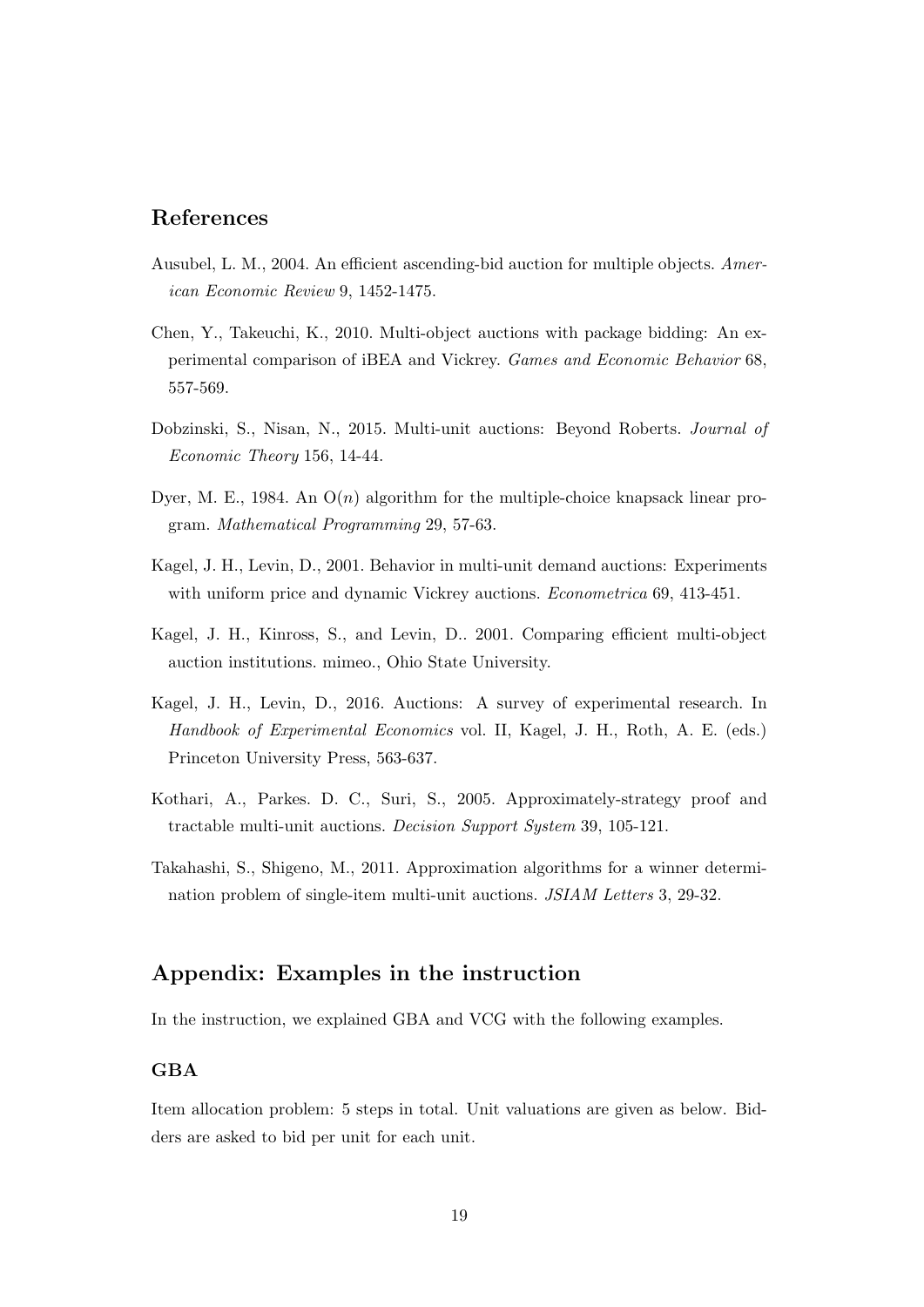## References

Ausubel, L. M., 2004. An efficient ascending-bid auction for multiple objects. *American Economic Review* 9, 1452-1475.

Chen, Y., Takeuchi, K., 2010. Multi-object auctions with package bidding: An experimental comparison of iBEA and Vickrey. *Games and Economic Behavior* 68, 557-569.

Dobzinski, S., Nisan, N., 2015. Multi-unit auctions: Beyond Roberts. *Journal of Economic Theory* 156, 14-44.

Dyer, M. E., 1984. An $O(n)$ algorithm for the multiple-choice knapsack linear program. *Mathematical Programming* 29, 57-63.

Kagel, J. H., Levin, D., 2001. Behavior in multi-unit demand auctions: Experiments with uniform price and dynamic Vickrey auctions. *Econometrica* 69, 413-451.

Kagel, J. H., Kinross, S., and Levin, D.. 2001. Comparing efficient multi-object auction institutions. mimeo., Ohio State University.

Kagel, J. H., Levin, D., 2016. Auctions: A survey of experimental research. In *Handbook of Experimental Economics* vol. II, Kagel, J. H., Roth, A. E. (eds.) Princeton University Press, 563-637.

Kothari, A., Parkes. D. C., Suri, S., 2005. Approximately-strategy proof and tractable multi-unit auctions. *Decision Support System* 39, 105-121.

Takahashi, S., Shigeno, M., 2011. Approximation algorithms for a winner determination problem of single-item multi-unit auctions. *JSIAM Letters* 3, 29-32.

## Appendix: Examples in the instruction

In the instruction, we explained GBA and VCG with the following examples.

### GBA

Item allocation problem: 5 steps in total. Unit valuations are given as below. Bidders are asked to bid per unit for each unit.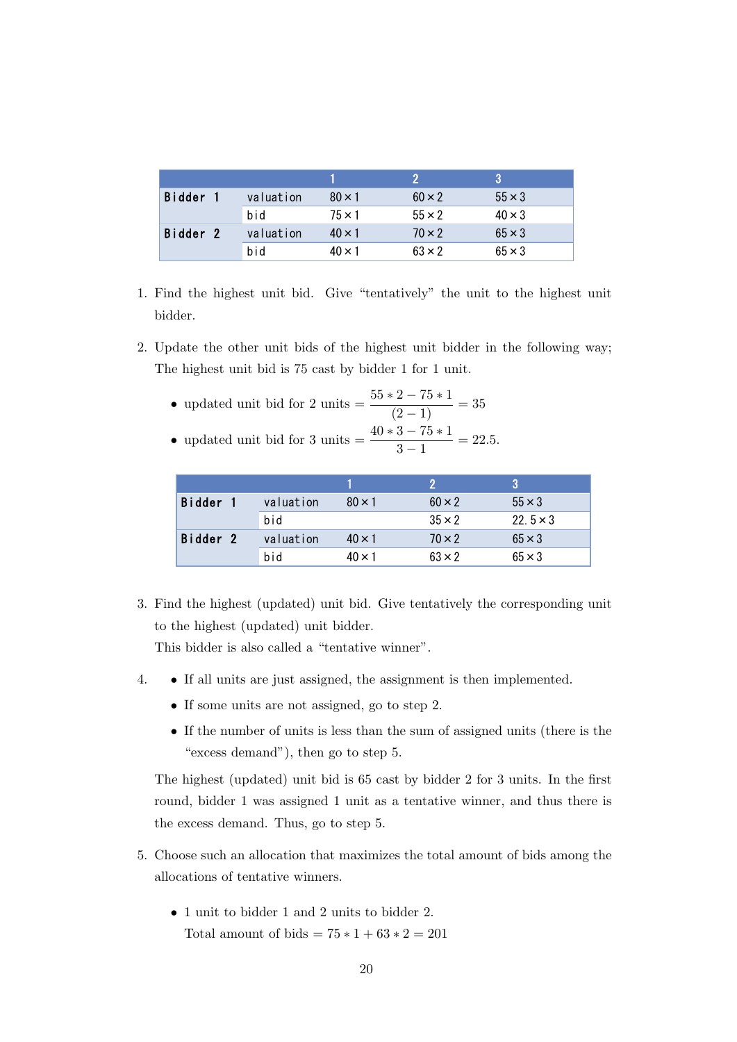| | | 1 | 2 | 3 |
|---|---|---|---|---|
| **Bidder 1** | valuation | 80 × 1 | 60 × 2 | 55 × 3 |
| | bid | 75 × 1 | 55 × 2 | 40 × 3 |
| **Bidder 2** | valuation | 40 × 1 | 70 × 2 | 65 × 3 |
| | bid | 40 × 1 | 63 × 2 | 65 × 3 |

1. Find the highest unit bid. Give "tentatively" the unit to the highest unit bidder.

2. Update the other unit bids of the highest unit bidder in the following way; The highest unit bid is 75 cast by bidder 1 for 1 unit.

   - updated unit bid for 2 units $= \dfrac{55 * 2 - 75 * 1}{(2-1)} = 35$
   - updated unit bid for 3 units $= \dfrac{40 * 3 - 75 * 1}{3-1} = 22.5$.

| | | 1 | 2 | 3 |
|---|---|---|---|---|
| **Bidder 1** | valuation | 80 × 1 | 60 × 2 | 55 × 3 |
| | bid | | 35 × 2 | 22.5 × 3 |
| **Bidder 2** | valuation | 40 × 1 | 70 × 2 | 65 × 3 |
| | bid | 40 × 1 | 63 × 2 | 65 × 3 |

3. Find the highest (updated) unit bid. Give tentatively the corresponding unit to the highest (updated) unit bidder.
   This bidder is also called a "tentative winner".

4. - If all units are just assigned, the assignment is then implemented.
   - If some units are not assigned, go to step 2.
   - If the number of units is less than the sum of assigned units (there is the "excess demand"), then go to step 5.

   The highest (updated) unit bid is 65 cast by bidder 2 for 3 units. In the first round, bidder 1 was assigned 1 unit as a tentative winner, and thus there is the excess demand. Thus, go to step 5.

5. Choose such an allocation that maximizes the total amount of bids among the allocations of tentative winners.

   - 1 unit to bidder 1 and 2 units to bidder 2.
     Total amount of bids $= 75 * 1 + 63 * 2 = 201$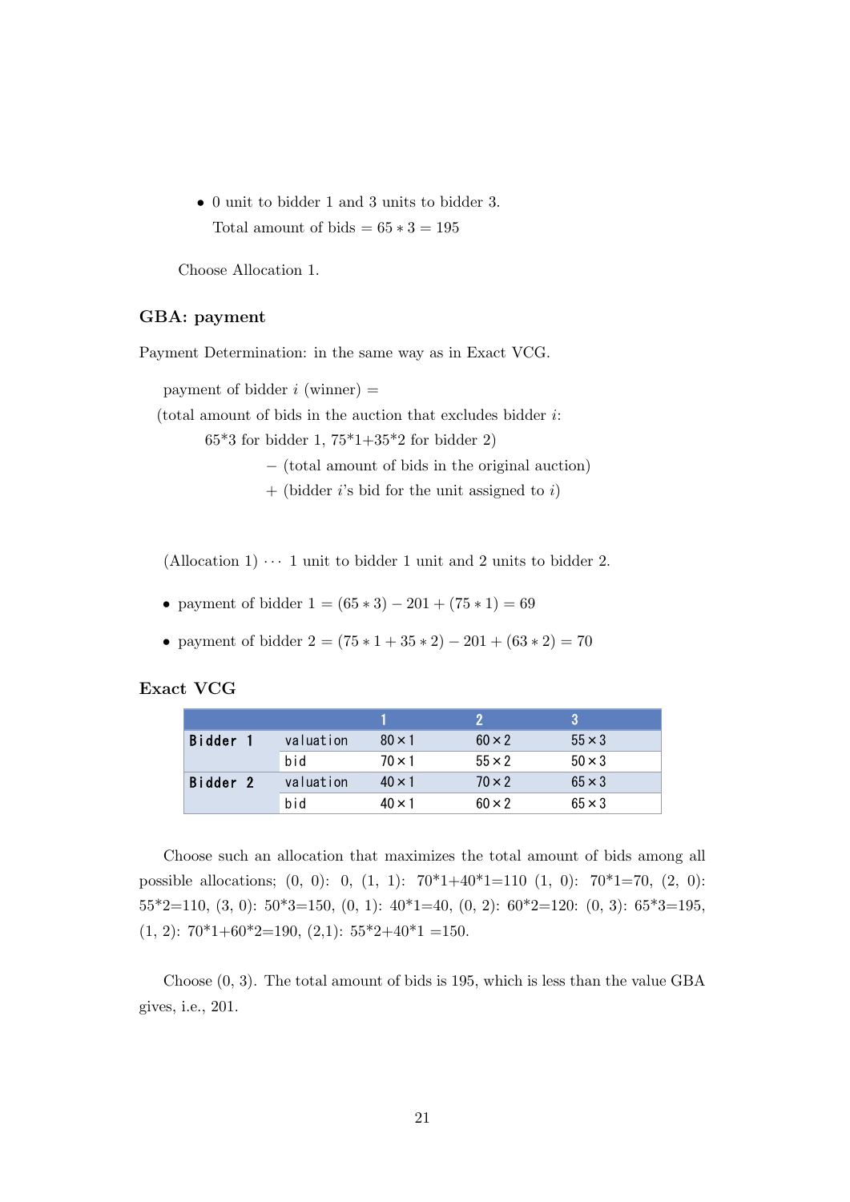- 0 unit to bidder 1 and 3 units to bidder 3.
  Total amount of bids $= 65 * 3 = 195$

Choose Allocation 1.

### GBA: payment

Payment Determination: in the same way as in Exact VCG.

payment of bidder $i$ (winner) $=$
(total amount of bids in the auction that excludes bidder $i$:
65*3 for bidder 1, 75*1+35*2 for bidder 2)
$-$ (total amount of bids in the original auction)
$+$ (bidder $i$'s bid for the unit assigned to $i$)

(Allocation 1) $\cdots$ 1 unit to bidder 1 unit and 2 units to bidder 2.

- payment of bidder 1 $= (65 * 3) - 201 + (75 * 1) = 69$
- payment of bidder 2 $= (75 * 1 + 35 * 2) - 201 + (63 * 2) = 70$

### Exact VCG

| | | 1 | 2 | 3 |
|---|---|---|---|---|
| Bidder 1 | valuation | 80 × 1 | 60 × 2 | 55 × 3 |
| | bid | 70 × 1 | 55 × 2 | 50 × 3 |
| Bidder 2 | valuation | 40 × 1 | 70 × 2 | 65 × 3 |
| | bid | 40 × 1 | 60 × 2 | 65 × 3 |

Choose such an allocation that maximizes the total amount of bids among all possible allocations; (0, 0): 0, (1, 1): 70*1+40*1=110 (1, 0): 70*1=70, (2, 0): 55*2=110, (3, 0): 50*3=150, (0, 1): 40*1=40, (0, 2): 60*2=120: (0, 3): 65*3=195, (1, 2): 70*1+60*2=190, (2,1): 55*2+40*1 =150.

Choose (0, 3). The total amount of bids is 195, which is less than the value GBA gives, i.e., 201.